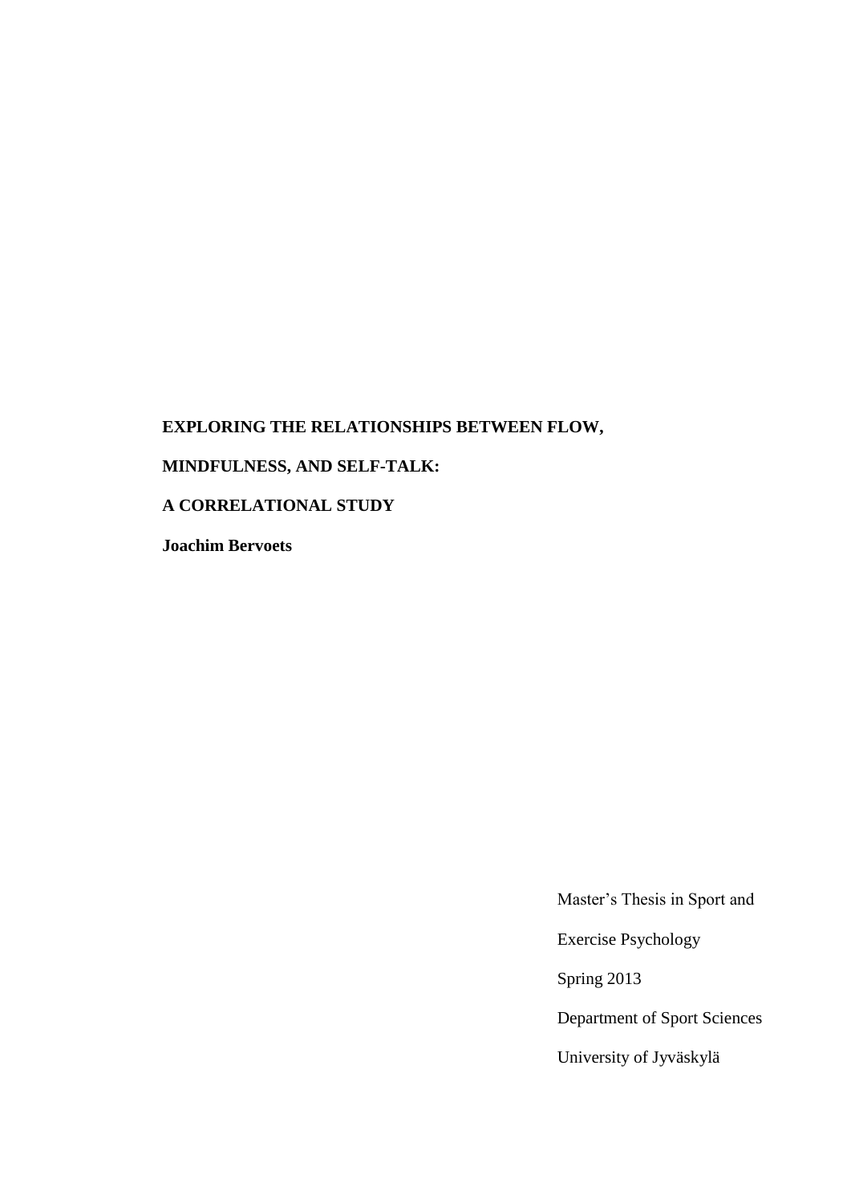# EXPLORING THE RELATIONSHIPS BETWEEN FLOW, MINDFULNESS, AND SELF-TALK: A CORRELATIONAL STUDY

**Joachim Bervoets**

Master's Thesis in Sport and Exercise Psychology

Spring 2013

Department of Sport Sciences

University of Jyväskylä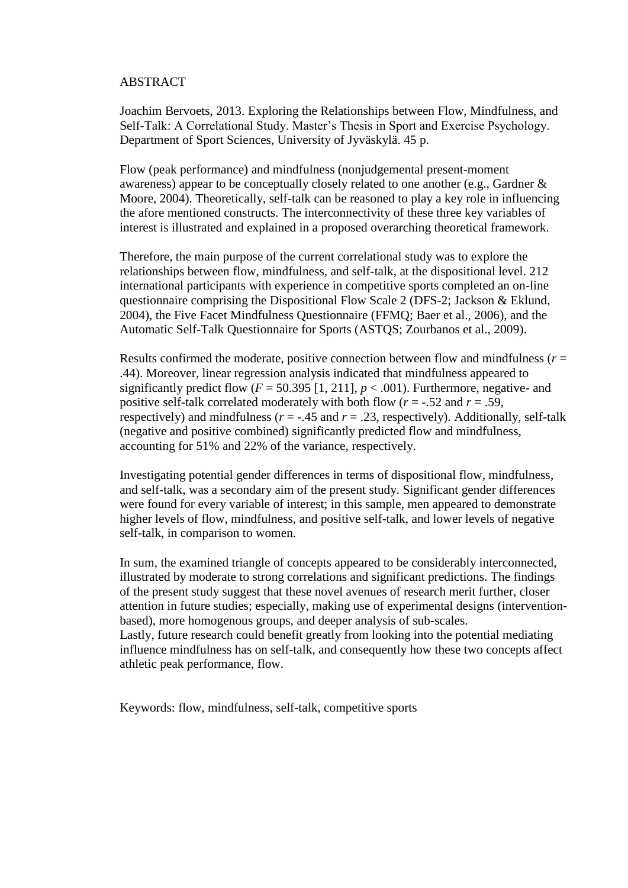# ABSTRACT

Joachim Bervoets, 2013. Exploring the Relationships between Flow, Mindfulness, and Self-Talk: A Correlational Study. Master's Thesis in Sport and Exercise Psychology. Department of Sport Sciences, University of Jyväskylä. 45 p.

Flow (peak performance) and mindfulness (nonjudgemental present-moment awareness) appear to be conceptually closely related to one another (e.g., Gardner & Moore, 2004). Theoretically, self-talk can be reasoned to play a key role in influencing the afore mentioned constructs. The interconnectivity of these three key variables of interest is illustrated and explained in a proposed overarching theoretical framework.

Therefore, the main purpose of the current correlational study was to explore the relationships between flow, mindfulness, and self-talk, at the dispositional level. 212 international participants with experience in competitive sports completed an on-line questionnaire comprising the Dispositional Flow Scale 2 (DFS-2; Jackson & Eklund, 2004), the Five Facet Mindfulness Questionnaire (FFMQ; Baer et al., 2006), and the Automatic Self-Talk Questionnaire for Sports (ASTQS; Zourbanos et al., 2009).

Results confirmed the moderate, positive connection between flow and mindfulness ($r = .44$). Moreover, linear regression analysis indicated that mindfulness appeared to significantly predict flow ($F = 50.395$ [1, 211], $p < .001$). Furthermore, negative- and positive self-talk correlated moderately with both flow ($r = -.52$ and $r = .59$, respectively) and mindfulness ($r = -.45$ and $r = .23$, respectively). Additionally, self-talk (negative and positive combined) significantly predicted flow and mindfulness, accounting for 51% and 22% of the variance, respectively.

Investigating potential gender differences in terms of dispositional flow, mindfulness, and self-talk, was a secondary aim of the present study. Significant gender differences were found for every variable of interest; in this sample, men appeared to demonstrate higher levels of flow, mindfulness, and positive self-talk, and lower levels of negative self-talk, in comparison to women.

In sum, the examined triangle of concepts appeared to be considerably interconnected, illustrated by moderate to strong correlations and significant predictions. The findings of the present study suggest that these novel avenues of research merit further, closer attention in future studies; especially, making use of experimental designs (intervention-based), more homogenous groups, and deeper analysis of sub-scales.
Lastly, future research could benefit greatly from looking into the potential mediating influence mindfulness has on self-talk, and consequently how these two concepts affect athletic peak performance, flow.

Keywords: flow, mindfulness, self-talk, competitive sports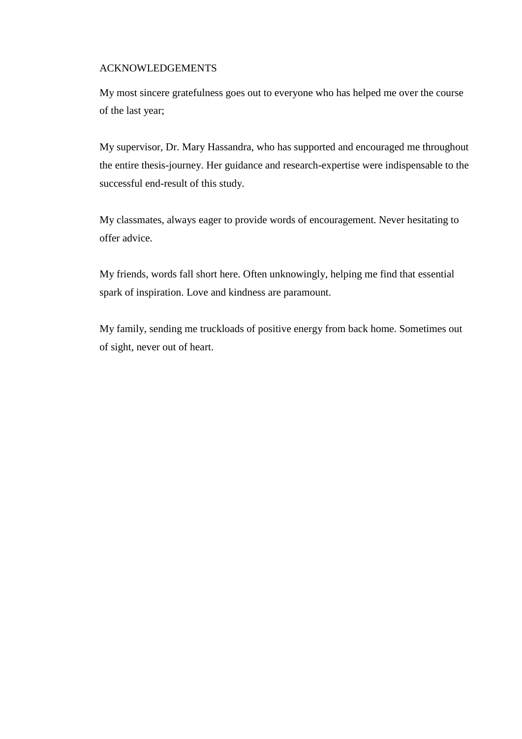# ACKNOWLEDGEMENTS

My most sincere gratefulness goes out to everyone who has helped me over the course of the last year;

My supervisor, Dr. Mary Hassandra, who has supported and encouraged me throughout the entire thesis-journey. Her guidance and research-expertise were indispensable to the successful end-result of this study.

My classmates, always eager to provide words of encouragement. Never hesitating to offer advice.

My friends, words fall short here. Often unknowingly, helping me find that essential spark of inspiration. Love and kindness are paramount.

My family, sending me truckloads of positive energy from back home. Sometimes out of sight, never out of heart.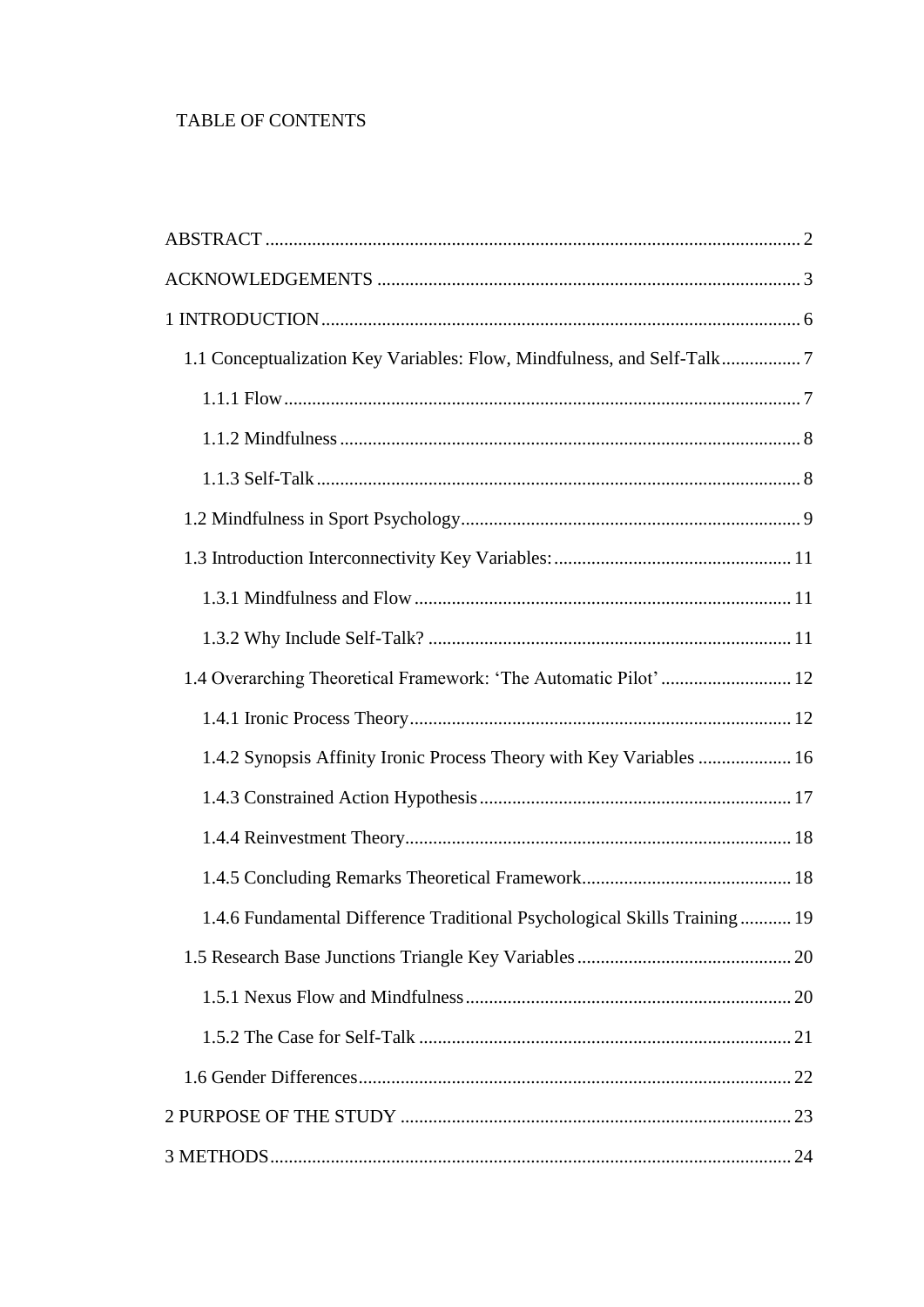TABLE OF CONTENTS

ABSTRACT .......... 2

ACKNOWLEDGEMENTS .......... 3

1 INTRODUCTION .......... 6

- 1.1 Conceptualization Key Variables: Flow, Mindfulness, and Self-Talk .......... 7
  - 1.1.1 Flow .......... 7
  - 1.1.2 Mindfulness .......... 8
  - 1.1.3 Self-Talk .......... 8
- 1.2 Mindfulness in Sport Psychology .......... 9
- 1.3 Introduction Interconnectivity Key Variables: .......... 11
  - 1.3.1 Mindfulness and Flow .......... 11
  - 1.3.2 Why Include Self-Talk? .......... 11
- 1.4 Overarching Theoretical Framework: 'The Automatic Pilot' .......... 12
  - 1.4.1 Ironic Process Theory .......... 12
  - 1.4.2 Synopsis Affinity Ironic Process Theory with Key Variables .......... 16
  - 1.4.3 Constrained Action Hypothesis .......... 17
  - 1.4.4 Reinvestment Theory .......... 18
  - 1.4.5 Concluding Remarks Theoretical Framework .......... 18
  - 1.4.6 Fundamental Difference Traditional Psychological Skills Training .......... 19
- 1.5 Research Base Junctions Triangle Key Variables .......... 20
  - 1.5.1 Nexus Flow and Mindfulness .......... 20
  - 1.5.2 The Case for Self-Talk .......... 21
- 1.6 Gender Differences .......... 22

2 PURPOSE OF THE STUDY .......... 23

3 METHODS .......... 24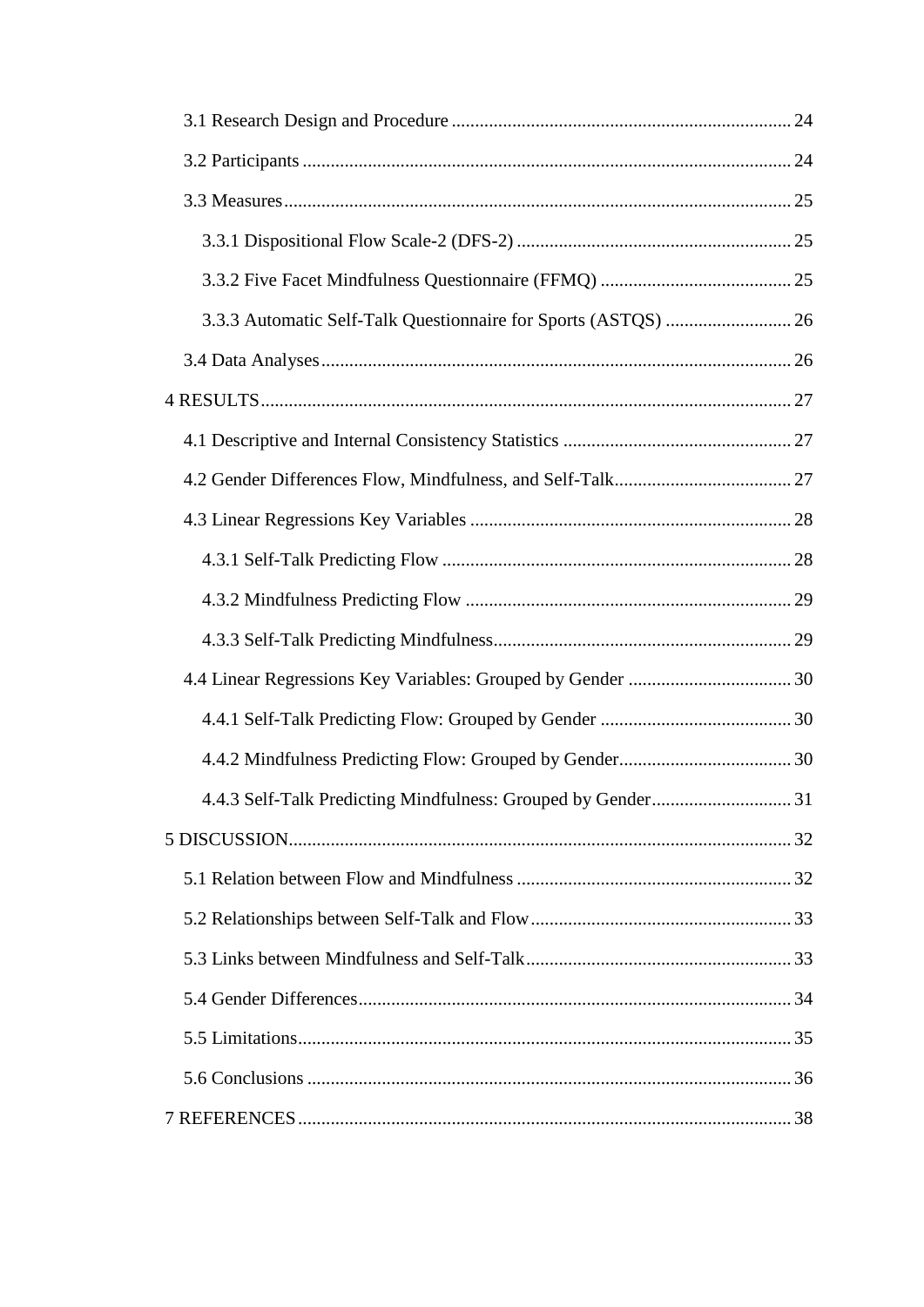3.1 Research Design and Procedure ........................................................................ 24

3.2 Participants ........................................................................................................ 24

3.3 Measures ............................................................................................................ 25

3.3.1 Dispositional Flow Scale-2 (DFS-2) ........................................................... 25

3.3.2 Five Facet Mindfulness Questionnaire (FFMQ) ......................................... 25

3.3.3 Automatic Self-Talk Questionnaire for Sports (ASTQS) ........................... 26

3.4 Data Analyses .................................................................................................... 26

4 RESULTS ................................................................................................................ 27

4.1 Descriptive and Internal Consistency Statistics ................................................. 27

4.2 Gender Differences Flow, Mindfulness, and Self-Talk ...................................... 27

4.3 Linear Regressions Key Variables ..................................................................... 28

4.3.1 Self-Talk Predicting Flow ........................................................................... 28

4.3.2 Mindfulness Predicting Flow ...................................................................... 29

4.3.3 Self-Talk Predicting Mindfulness ................................................................ 29

4.4 Linear Regressions Key Variables: Grouped by Gender ................................... 30

4.4.1 Self-Talk Predicting Flow: Grouped by Gender ......................................... 30

4.4.2 Mindfulness Predicting Flow: Grouped by Gender ..................................... 30

4.4.3 Self-Talk Predicting Mindfulness: Grouped by Gender .............................. 31

5 DISCUSSION ........................................................................................................... 32

5.1 Relation between Flow and Mindfulness ........................................................... 32

5.2 Relationships between Self-Talk and Flow ........................................................ 33

5.3 Links between Mindfulness and Self-Talk ......................................................... 33

5.4 Gender Differences ............................................................................................. 34

5.5 Limitations .......................................................................................................... 35

5.6 Conclusions ........................................................................................................ 36

7 REFERENCES .......................................................................................................... 38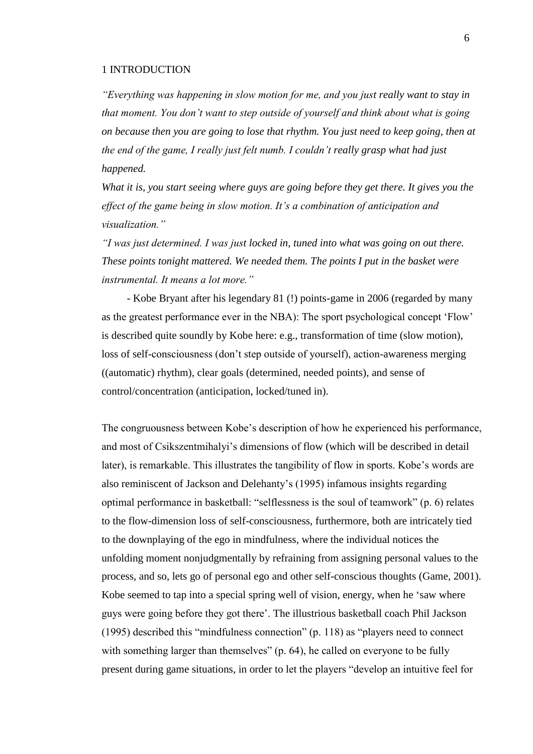# 1 INTRODUCTION

*"Everything was happening in slow motion for me, and you just really want to stay in that moment. You don't want to step outside of yourself and think about what is going on because then you are going to lose that rhythm. You just need to keep going, then at the end of the game, I really just felt numb. I couldn't really grasp what had just happened.*

*What it is, you start seeing where guys are going before they get there. It gives you the effect of the game being in slow motion. It's a combination of anticipation and visualization."*

*"I was just determined. I was just locked in, tuned into what was going on out there. These points tonight mattered. We needed them. The points I put in the basket were instrumental. It means a lot more."*

- Kobe Bryant after his legendary 81 (!) points-game in 2006 (regarded by many as the greatest performance ever in the NBA): The sport psychological concept 'Flow' is described quite soundly by Kobe here: e.g., transformation of time (slow motion), loss of self-consciousness (don't step outside of yourself), action-awareness merging ((automatic) rhythm), clear goals (determined, needed points), and sense of control/concentration (anticipation, locked/tuned in).

The congruousness between Kobe's description of how he experienced his performance, and most of Csikszentmihalyi's dimensions of flow (which will be described in detail later), is remarkable. This illustrates the tangibility of flow in sports. Kobe's words are also reminiscent of Jackson and Delehanty's (1995) infamous insights regarding optimal performance in basketball: "selflessness is the soul of teamwork" (p. 6) relates to the flow-dimension loss of self-consciousness, furthermore, both are intricately tied to the downplaying of the ego in mindfulness, where the individual notices the unfolding moment nonjudgmentally by refraining from assigning personal values to the process, and so, lets go of personal ego and other self-conscious thoughts (Game, 2001). Kobe seemed to tap into a special spring well of vision, energy, when he 'saw where guys were going before they got there'. The illustrious basketball coach Phil Jackson (1995) described this "mindfulness connection" (p. 118) as "players need to connect with something larger than themselves" (p. 64), he called on everyone to be fully present during game situations, in order to let the players "develop an intuitive feel for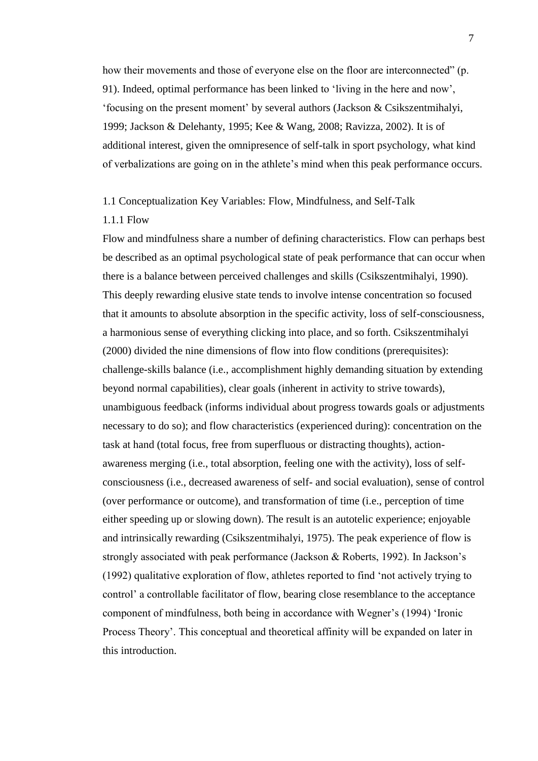how their movements and those of everyone else on the floor are interconnected" (p. 91). Indeed, optimal performance has been linked to 'living in the here and now', 'focusing on the present moment' by several authors (Jackson & Csikszentmihalyi, 1999; Jackson & Delehanty, 1995; Kee & Wang, 2008; Ravizza, 2002). It is of additional interest, given the omnipresence of self-talk in sport psychology, what kind of verbalizations are going on in the athlete's mind when this peak performance occurs.

## 1.1 Conceptualization Key Variables: Flow, Mindfulness, and Self-Talk

### 1.1.1 Flow

Flow and mindfulness share a number of defining characteristics. Flow can perhaps best be described as an optimal psychological state of peak performance that can occur when there is a balance between perceived challenges and skills (Csikszentmihalyi, 1990). This deeply rewarding elusive state tends to involve intense concentration so focused that it amounts to absolute absorption in the specific activity, loss of self-consciousness, a harmonious sense of everything clicking into place, and so forth. Csikszentmihalyi (2000) divided the nine dimensions of flow into flow conditions (prerequisites): challenge-skills balance (i.e., accomplishment highly demanding situation by extending beyond normal capabilities), clear goals (inherent in activity to strive towards), unambiguous feedback (informs individual about progress towards goals or adjustments necessary to do so); and flow characteristics (experienced during): concentration on the task at hand (total focus, free from superfluous or distracting thoughts), action-awareness merging (i.e., total absorption, feeling one with the activity), loss of self-consciousness (i.e., decreased awareness of self- and social evaluation), sense of control (over performance or outcome), and transformation of time (i.e., perception of time either speeding up or slowing down). The result is an autotelic experience; enjoyable and intrinsically rewarding (Csikszentmihalyi, 1975). The peak experience of flow is strongly associated with peak performance (Jackson & Roberts, 1992). In Jackson's (1992) qualitative exploration of flow, athletes reported to find 'not actively trying to control' a controllable facilitator of flow, bearing close resemblance to the acceptance component of mindfulness, both being in accordance with Wegner's (1994) 'Ironic Process Theory'. This conceptual and theoretical affinity will be expanded on later in this introduction.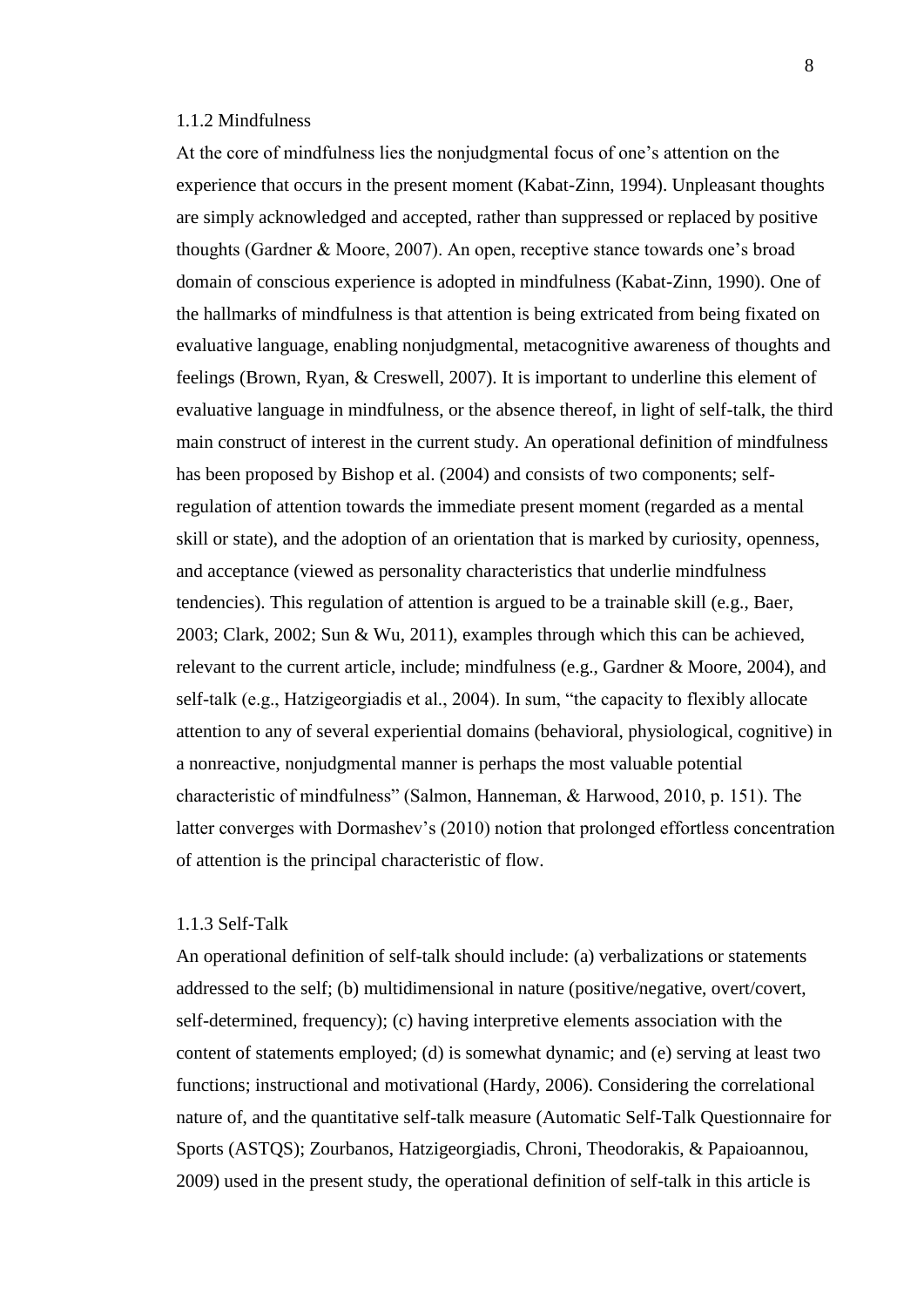### 1.1.2 Mindfulness

At the core of mindfulness lies the nonjudgmental focus of one's attention on the experience that occurs in the present moment (Kabat-Zinn, 1994). Unpleasant thoughts are simply acknowledged and accepted, rather than suppressed or replaced by positive thoughts (Gardner & Moore, 2007). An open, receptive stance towards one's broad domain of conscious experience is adopted in mindfulness (Kabat-Zinn, 1990). One of the hallmarks of mindfulness is that attention is being extricated from being fixated on evaluative language, enabling nonjudgmental, metacognitive awareness of thoughts and feelings (Brown, Ryan, & Creswell, 2007). It is important to underline this element of evaluative language in mindfulness, or the absence thereof, in light of self-talk, the third main construct of interest in the current study. An operational definition of mindfulness has been proposed by Bishop et al. (2004) and consists of two components; self-regulation of attention towards the immediate present moment (regarded as a mental skill or state), and the adoption of an orientation that is marked by curiosity, openness, and acceptance (viewed as personality characteristics that underlie mindfulness tendencies). This regulation of attention is argued to be a trainable skill (e.g., Baer, 2003; Clark, 2002; Sun & Wu, 2011), examples through which this can be achieved, relevant to the current article, include; mindfulness (e.g., Gardner & Moore, 2004), and self-talk (e.g., Hatzigeorgiadis et al., 2004). In sum, "the capacity to flexibly allocate attention to any of several experiential domains (behavioral, physiological, cognitive) in a nonreactive, nonjudgmental manner is perhaps the most valuable potential characteristic of mindfulness" (Salmon, Hanneman, & Harwood, 2010, p. 151). The latter converges with Dormashev's (2010) notion that prolonged effortless concentration of attention is the principal characteristic of flow.

### 1.1.3 Self-Talk

An operational definition of self-talk should include: (a) verbalizations or statements addressed to the self; (b) multidimensional in nature (positive/negative, overt/covert, self-determined, frequency); (c) having interpretive elements association with the content of statements employed; (d) is somewhat dynamic; and (e) serving at least two functions; instructional and motivational (Hardy, 2006). Considering the correlational nature of, and the quantitative self-talk measure (Automatic Self-Talk Questionnaire for Sports (ASTQS); Zourbanos, Hatzigeorgiadis, Chroni, Theodorakis, & Papaioannou, 2009) used in the present study, the operational definition of self-talk in this article is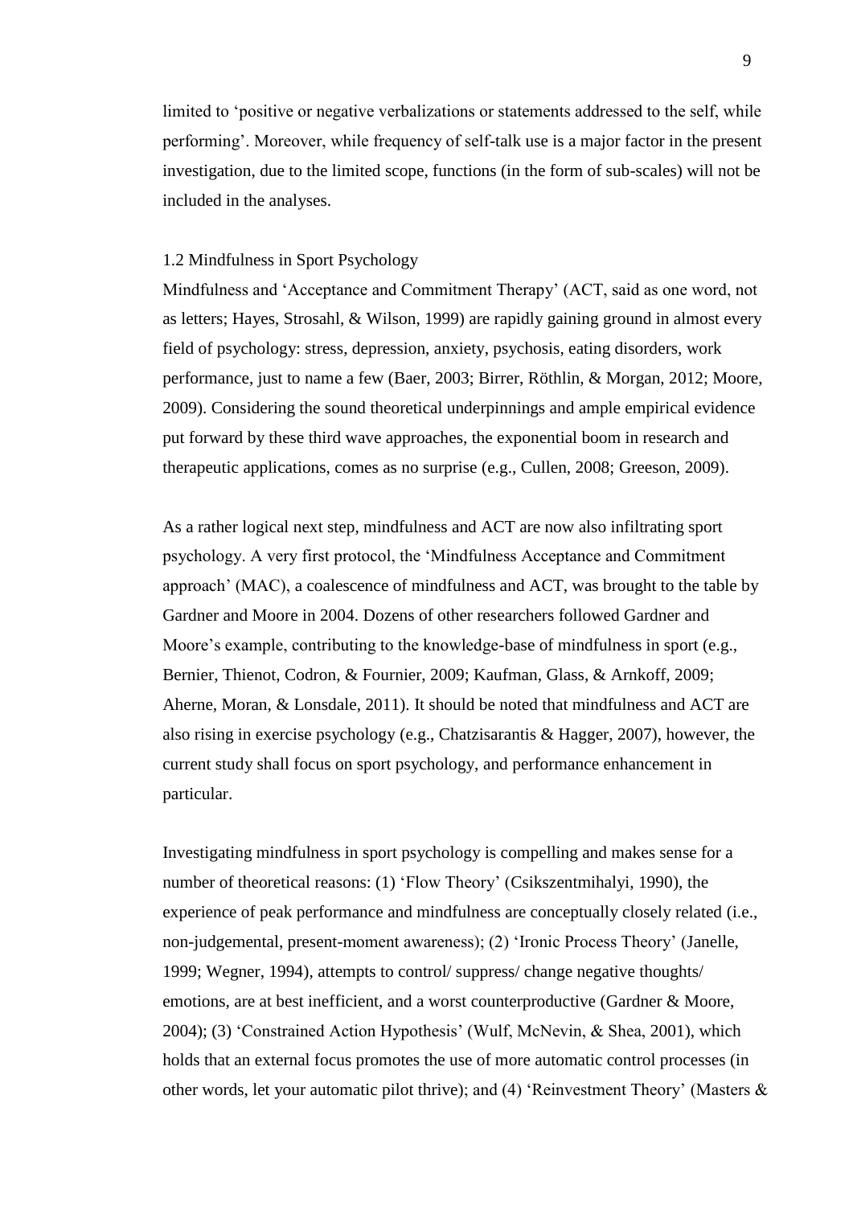limited to 'positive or negative verbalizations or statements addressed to the self, while performing'. Moreover, while frequency of self-talk use is a major factor in the present investigation, due to the limited scope, functions (in the form of sub-scales) will not be included in the analyses.

### 1.2 Mindfulness in Sport Psychology

Mindfulness and 'Acceptance and Commitment Therapy' (ACT, said as one word, not as letters; Hayes, Strosahl, & Wilson, 1999) are rapidly gaining ground in almost every field of psychology: stress, depression, anxiety, psychosis, eating disorders, work performance, just to name a few (Baer, 2003; Birrer, Röthlin, & Morgan, 2012; Moore, 2009). Considering the sound theoretical underpinnings and ample empirical evidence put forward by these third wave approaches, the exponential boom in research and therapeutic applications, comes as no surprise (e.g., Cullen, 2008; Greeson, 2009).

As a rather logical next step, mindfulness and ACT are now also infiltrating sport psychology. A very first protocol, the 'Mindfulness Acceptance and Commitment approach' (MAC), a coalescence of mindfulness and ACT, was brought to the table by Gardner and Moore in 2004. Dozens of other researchers followed Gardner and Moore's example, contributing to the knowledge-base of mindfulness in sport (e.g., Bernier, Thienot, Codron, & Fournier, 2009; Kaufman, Glass, & Arnkoff, 2009; Aherne, Moran, & Lonsdale, 2011). It should be noted that mindfulness and ACT are also rising in exercise psychology (e.g., Chatzisarantis & Hagger, 2007), however, the current study shall focus on sport psychology, and performance enhancement in particular.

Investigating mindfulness in sport psychology is compelling and makes sense for a number of theoretical reasons: (1) 'Flow Theory' (Csikszentmihalyi, 1990), the experience of peak performance and mindfulness are conceptually closely related (i.e., non-judgemental, present-moment awareness); (2) 'Ironic Process Theory' (Janelle, 1999; Wegner, 1994), attempts to control/ suppress/ change negative thoughts/ emotions, are at best inefficient, and a worst counterproductive (Gardner & Moore, 2004); (3) 'Constrained Action Hypothesis' (Wulf, McNevin, & Shea, 2001), which holds that an external focus promotes the use of more automatic control processes (in other words, let your automatic pilot thrive); and (4) 'Reinvestment Theory' (Masters &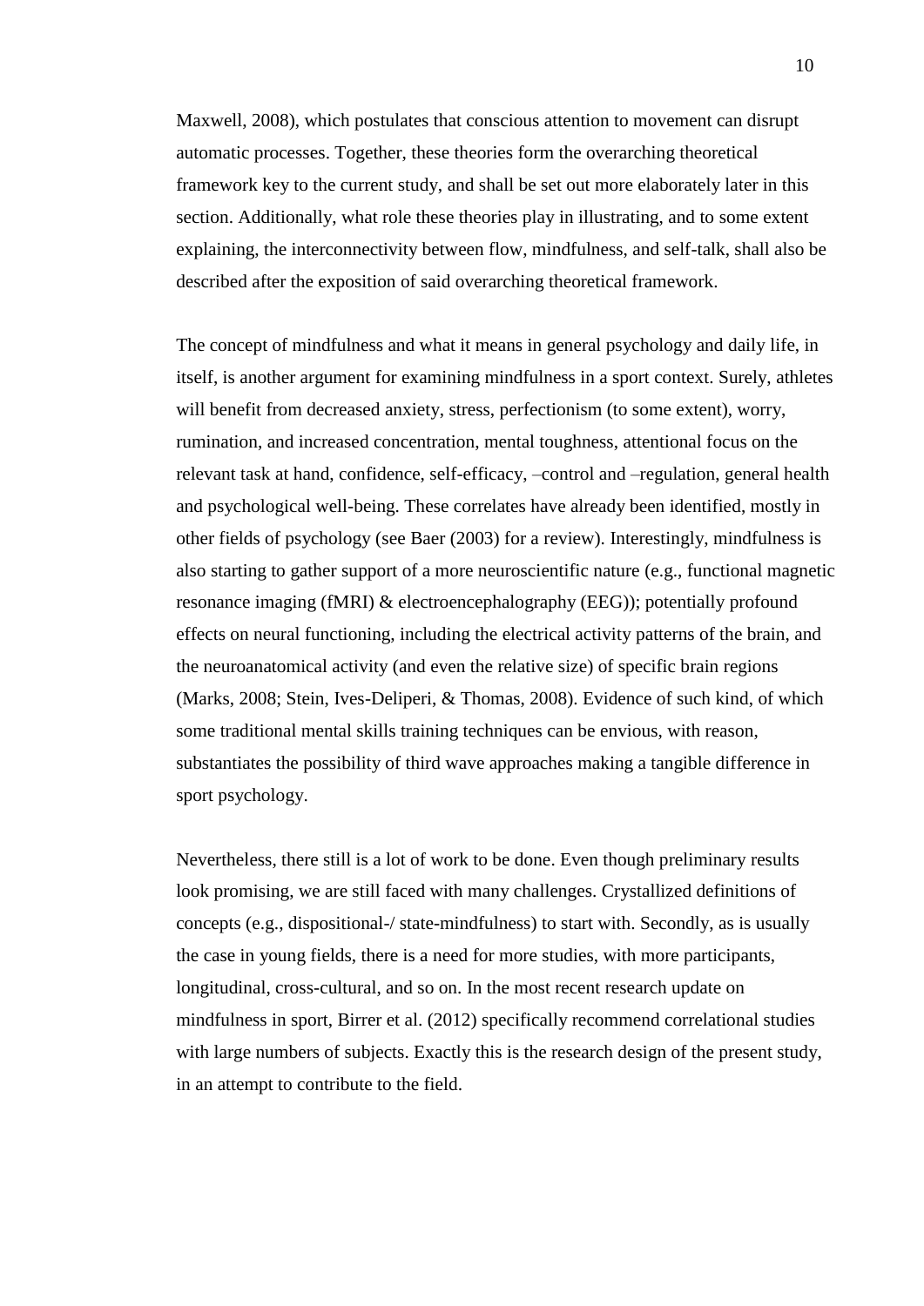Maxwell, 2008), which postulates that conscious attention to movement can disrupt automatic processes. Together, these theories form the overarching theoretical framework key to the current study, and shall be set out more elaborately later in this section. Additionally, what role these theories play in illustrating, and to some extent explaining, the interconnectivity between flow, mindfulness, and self-talk, shall also be described after the exposition of said overarching theoretical framework.

The concept of mindfulness and what it means in general psychology and daily life, in itself, is another argument for examining mindfulness in a sport context. Surely, athletes will benefit from decreased anxiety, stress, perfectionism (to some extent), worry, rumination, and increased concentration, mental toughness, attentional focus on the relevant task at hand, confidence, self-efficacy, –control and –regulation, general health and psychological well-being. These correlates have already been identified, mostly in other fields of psychology (see Baer (2003) for a review). Interestingly, mindfulness is also starting to gather support of a more neuroscientific nature (e.g., functional magnetic resonance imaging (fMRI) & electroencephalography (EEG)); potentially profound effects on neural functioning, including the electrical activity patterns of the brain, and the neuroanatomical activity (and even the relative size) of specific brain regions (Marks, 2008; Stein, Ives-Deliperi, & Thomas, 2008). Evidence of such kind, of which some traditional mental skills training techniques can be envious, with reason, substantiates the possibility of third wave approaches making a tangible difference in sport psychology.

Nevertheless, there still is a lot of work to be done. Even though preliminary results look promising, we are still faced with many challenges. Crystallized definitions of concepts (e.g., dispositional-/ state-mindfulness) to start with. Secondly, as is usually the case in young fields, there is a need for more studies, with more participants, longitudinal, cross-cultural, and so on. In the most recent research update on mindfulness in sport, Birrer et al. (2012) specifically recommend correlational studies with large numbers of subjects. Exactly this is the research design of the present study, in an attempt to contribute to the field.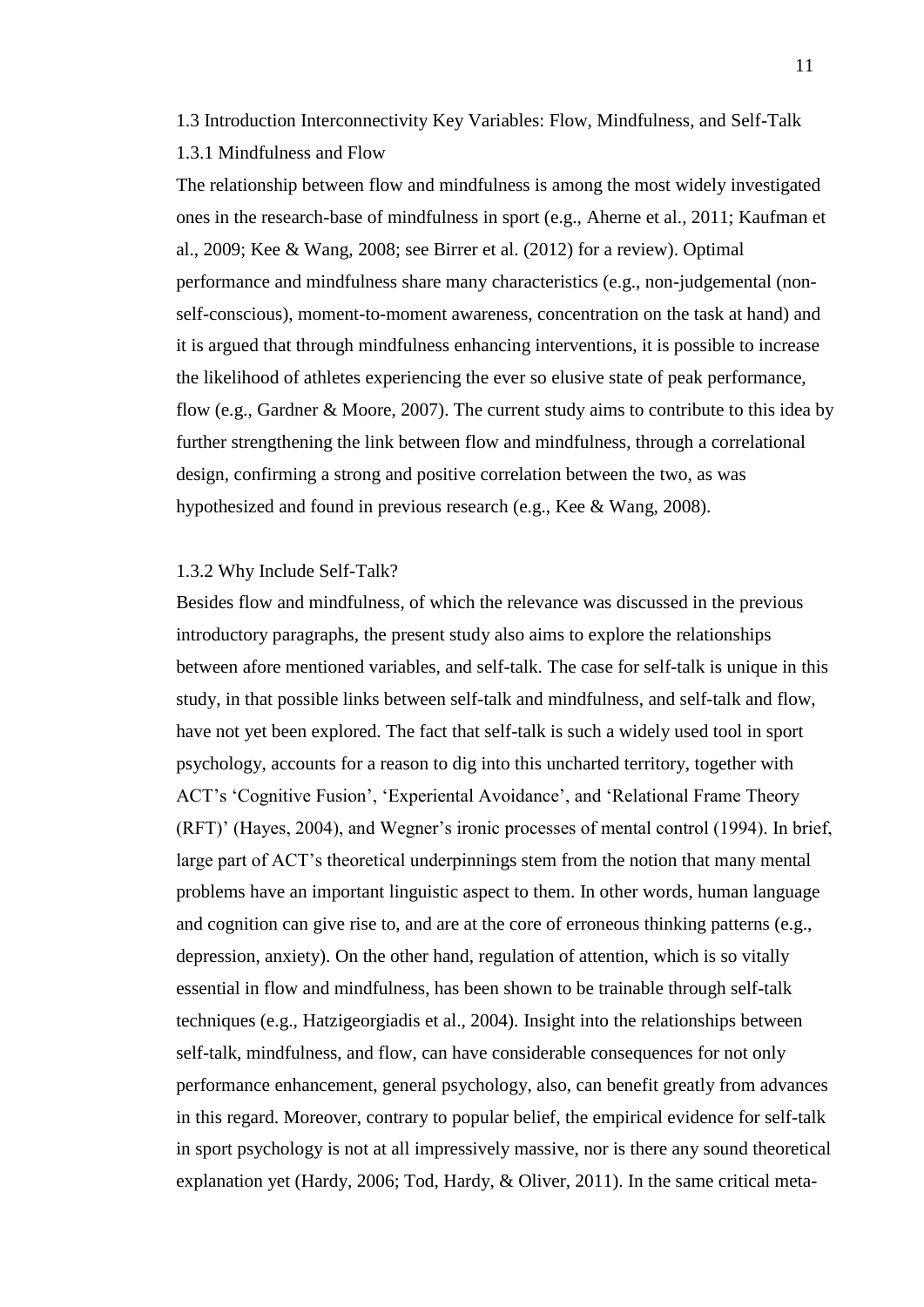## 1.3 Introduction Interconnectivity Key Variables: Flow, Mindfulness, and Self-Talk

### 1.3.1 Mindfulness and Flow

The relationship between flow and mindfulness is among the most widely investigated ones in the research-base of mindfulness in sport (e.g., Aherne et al., 2011; Kaufman et al., 2009; Kee & Wang, 2008; see Birrer et al. (2012) for a review). Optimal performance and mindfulness share many characteristics (e.g., non-judgemental (non-self-conscious), moment-to-moment awareness, concentration on the task at hand) and it is argued that through mindfulness enhancing interventions, it is possible to increase the likelihood of athletes experiencing the ever so elusive state of peak performance, flow (e.g., Gardner & Moore, 2007). The current study aims to contribute to this idea by further strengthening the link between flow and mindfulness, through a correlational design, confirming a strong and positive correlation between the two, as was hypothesized and found in previous research (e.g., Kee & Wang, 2008).

### 1.3.2 Why Include Self-Talk?

Besides flow and mindfulness, of which the relevance was discussed in the previous introductory paragraphs, the present study also aims to explore the relationships between afore mentioned variables, and self-talk. The case for self-talk is unique in this study, in that possible links between self-talk and mindfulness, and self-talk and flow, have not yet been explored. The fact that self-talk is such a widely used tool in sport psychology, accounts for a reason to dig into this uncharted territory, together with ACT's 'Cognitive Fusion', 'Experiental Avoidance', and 'Relational Frame Theory (RFT)' (Hayes, 2004), and Wegner's ironic processes of mental control (1994). In brief, large part of ACT's theoretical underpinnings stem from the notion that many mental problems have an important linguistic aspect to them. In other words, human language and cognition can give rise to, and are at the core of erroneous thinking patterns (e.g., depression, anxiety). On the other hand, regulation of attention, which is so vitally essential in flow and mindfulness, has been shown to be trainable through self-talk techniques (e.g., Hatzigeorgiadis et al., 2004). Insight into the relationships between self-talk, mindfulness, and flow, can have considerable consequences for not only performance enhancement, general psychology, also, can benefit greatly from advances in this regard. Moreover, contrary to popular belief, the empirical evidence for self-talk in sport psychology is not at all impressively massive, nor is there any sound theoretical explanation yet (Hardy, 2006; Tod, Hardy, & Oliver, 2011). In the same critical meta-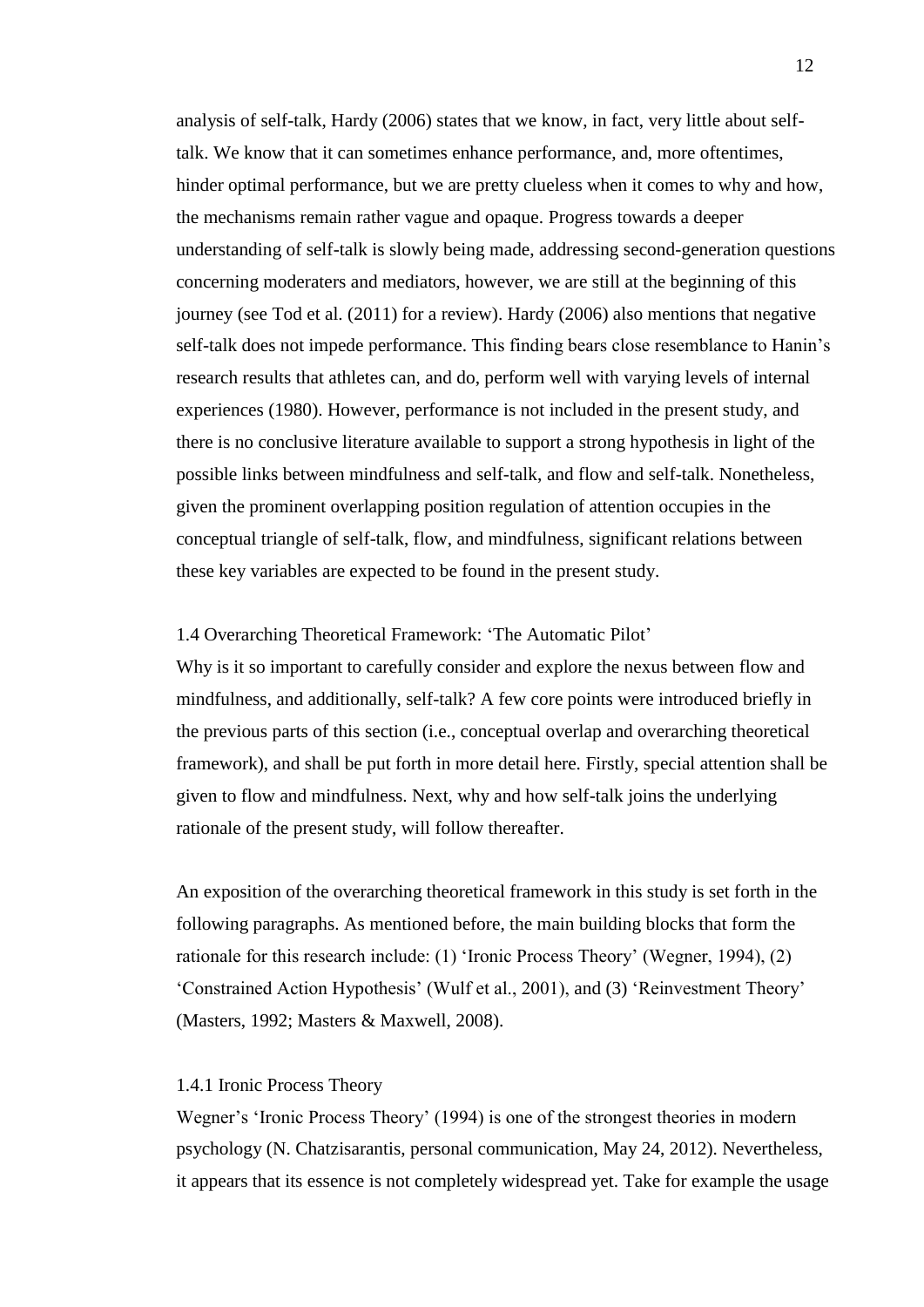analysis of self-talk, Hardy (2006) states that we know, in fact, very little about self-talk. We know that it can sometimes enhance performance, and, more oftentimes, hinder optimal performance, but we are pretty clueless when it comes to why and how, the mechanisms remain rather vague and opaque. Progress towards a deeper understanding of self-talk slowly being made, addressing second-generation questions concerning moderaters and mediators, however, we are still at the beginning of this journey (see Tod et al. (2011) for a review). Hardy (2006) also mentions that negative self-talk does not impede performance. This finding bears close resemblance to Hanin's research results that athletes can, and do, perform well with varying levels of internal experiences (1980). However, performance is not included in the present study, and there is no conclusive literature available to support a strong hypothesis in light of the possible links between mindfulness and self-talk, and flow and self-talk. Nonetheless, given the prominent overlapping position regulation of attention occupies in the conceptual triangle of self-talk, flow, and mindfulness, significant relations between these key variables are expected to be found in the present study.

### 1.4 Overarching Theoretical Framework: 'The Automatic Pilot'

Why is it so important to carefully consider and explore the nexus between flow and mindfulness, and additionally, self-talk? A few core points were introduced briefly in the previous parts of this section (i.e., conceptual overlap and overarching theoretical framework), and shall be put forth in more detail here. Firstly, special attention shall be given to flow and mindfulness. Next, why and how self-talk joins the underlying rationale of the present study, will follow thereafter.

An exposition of the overarching theoretical framework in this study is set forth in the following paragraphs. As mentioned before, the main building blocks that form the rationale for this research include: (1) 'Ironic Process Theory' (Wegner, 1994), (2) 'Constrained Action Hypothesis' (Wulf et al., 2001), and (3) 'Reinvestment Theory' (Masters, 1992; Masters & Maxwell, 2008).

#### 1.4.1 Ironic Process Theory

Wegner's 'Ironic Process Theory' (1994) is one of the strongest theories in modern psychology (N. Chatzisarantis, personal communication, May 24, 2012). Nevertheless, it appears that its essence is not completely widespread yet. Take for example the usage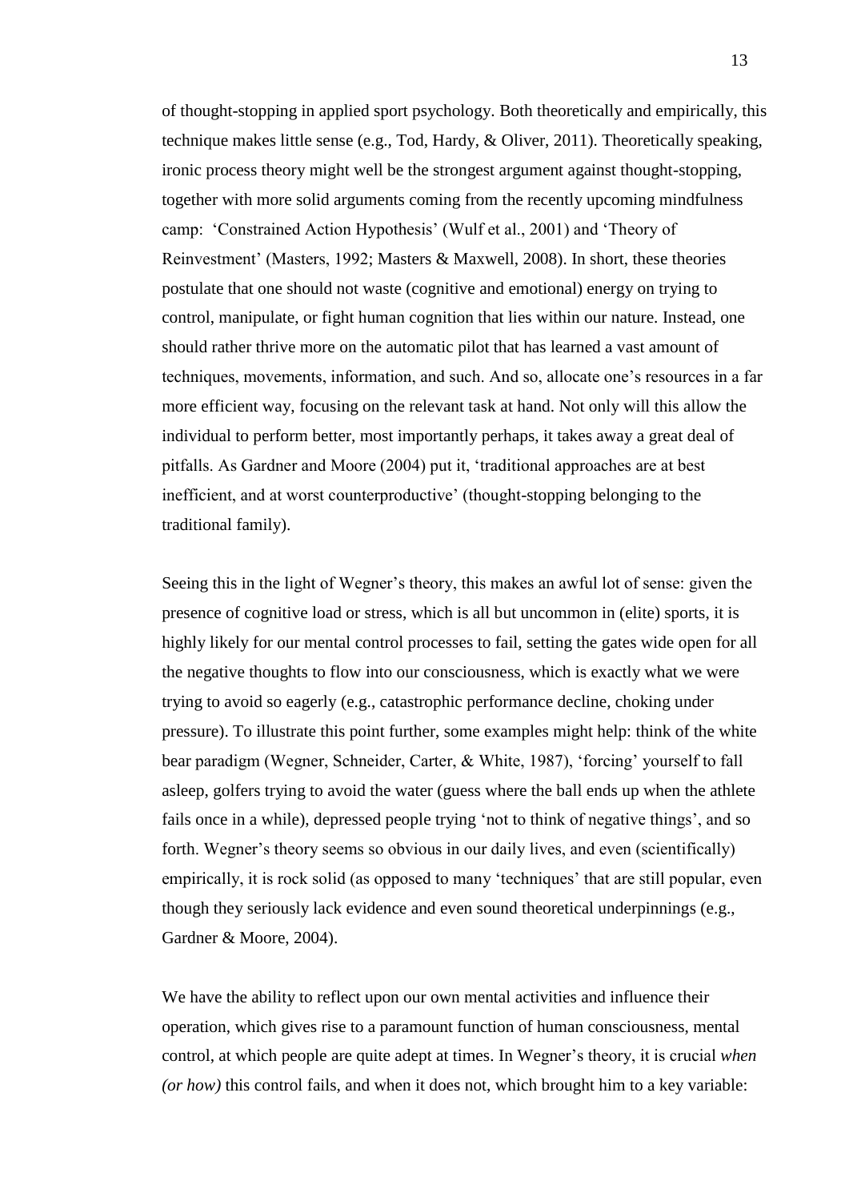of thought-stopping in applied sport psychology. Both theoretically and empirically, this technique makes little sense (e.g., Tod, Hardy, & Oliver, 2011). Theoretically speaking, ironic process theory might well be the strongest argument against thought-stopping, together with more solid arguments coming from the recently upcoming mindfulness camp: 'Constrained Action Hypothesis' (Wulf et al., 2001) and 'Theory of Reinvestment' (Masters, 1992; Masters & Maxwell, 2008). In short, these theories postulate that one should not waste (cognitive and emotional) energy on trying to control, manipulate, or fight human cognition that lies within our nature. Instead, one should rather thrive more on the automatic pilot that has learned a vast amount of techniques, movements, information, and such. And so, allocate one's resources in a far more efficient way, focusing on the relevant task at hand. Not only will this allow the individual to perform better, most importantly perhaps, it takes away a great deal of pitfalls. As Gardner and Moore (2004) put it, 'traditional approaches are at best inefficient, and at worst counterproductive' (thought-stopping belonging to the traditional family).

Seeing this in the light of Wegner's theory, this makes an awful lot of sense: given the presence of cognitive load or stress, which is all but uncommon in (elite) sports, it is highly likely for our mental control processes to fail, setting the gates wide open for all the negative thoughts to flow into our consciousness, which is exactly what we were trying to avoid so eagerly (e.g., catastrophic performance decline, choking under pressure). To illustrate this point further, some examples might help: think of the white bear paradigm (Wegner, Schneider, Carter, & White, 1987), 'forcing' yourself to fall asleep, golfers trying to avoid the water (guess where the ball ends up when the athlete fails once in a while), depressed people trying 'not to think of negative things', and so forth. Wegner's theory seems so obvious in our daily lives, and even (scientifically) empirically, it is rock solid (as opposed to many 'techniques' that are still popular, even though they seriously lack evidence and even sound theoretical underpinnings (e.g., Gardner & Moore, 2004).

We have the ability to reflect upon our own mental activities and influence their operation, which gives rise to a paramount function of human consciousness, mental control, at which people are quite adept at times. In Wegner's theory, it is crucial *when (or how)* this control fails, and when it does not, which brought him to a key variable: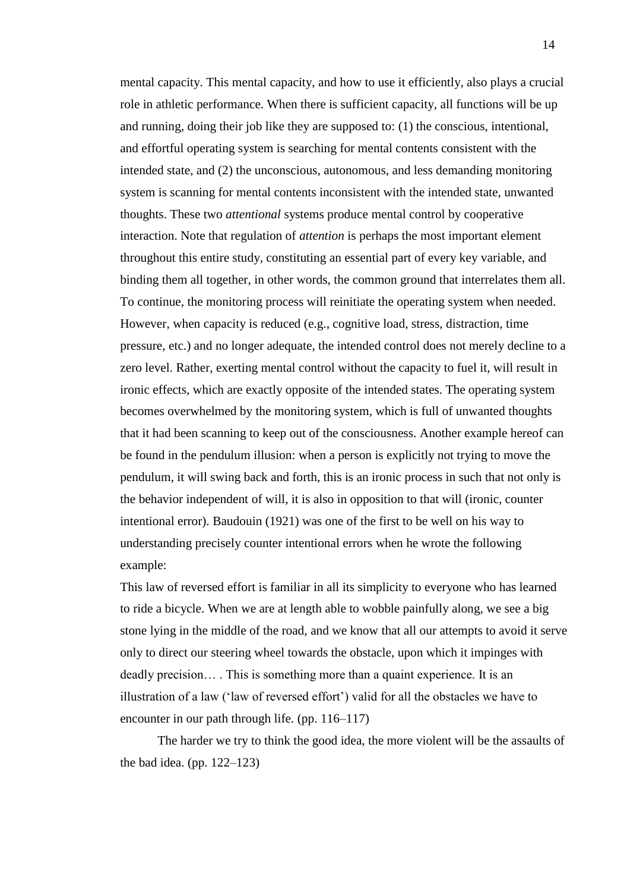mental capacity. This mental capacity, and how to use it efficiently, also plays a crucial role in athletic performance. When there is sufficient capacity, all functions will be up and running, doing their job like they are supposed to: (1) the conscious, intentional, and effortful operating system is searching for mental contents consistent with the intended state, and (2) the unconscious, autonomous, and less demanding monitoring system is scanning for mental contents inconsistent with the intended state, unwanted thoughts. These two *attentional* systems produce mental control by cooperative interaction. Note that regulation of *attention* is perhaps the most important element throughout this entire study, constituting an essential part of every key variable, and binding them all together, in other words, the common ground that interrelates them all. To continue, the monitoring process will reinitiate the operating system when needed. However, when capacity is reduced (e.g., cognitive load, stress, distraction, time pressure, etc.) and no longer adequate, the intended control does not merely decline to a zero level. Rather, exerting mental control without the capacity to fuel it, will result in ironic effects, which are exactly opposite of the intended states. The operating system becomes overwhelmed by the monitoring system, which is full of unwanted thoughts that it had been scanning to keep out of the consciousness. Another example hereof can be found in the pendulum illusion: when a person is explicitly not trying to move the pendulum, it will swing back and forth, this is an ironic process in such that not only is the behavior independent of will, it is also in opposition to that will (ironic, counter intentional error). Baudouin (1921) was one of the first to be well on his way to understanding precisely counter intentional errors when he wrote the following example:

This law of reversed effort is familiar in all its simplicity to everyone who has learned to ride a bicycle. When we are at length able to wobble painfully along, we see a big stone lying in the middle of the road, and we know that all our attempts to avoid it serve only to direct our steering wheel towards the obstacle, upon which it impinges with deadly precision… . This is something more than a quaint experience. It is an illustration of a law ('law of reversed effort') valid for all the obstacles we have to encounter in our path through life. (pp. 116–117)

The harder we try to think the good idea, the more violent will be the assaults of the bad idea. (pp. 122–123)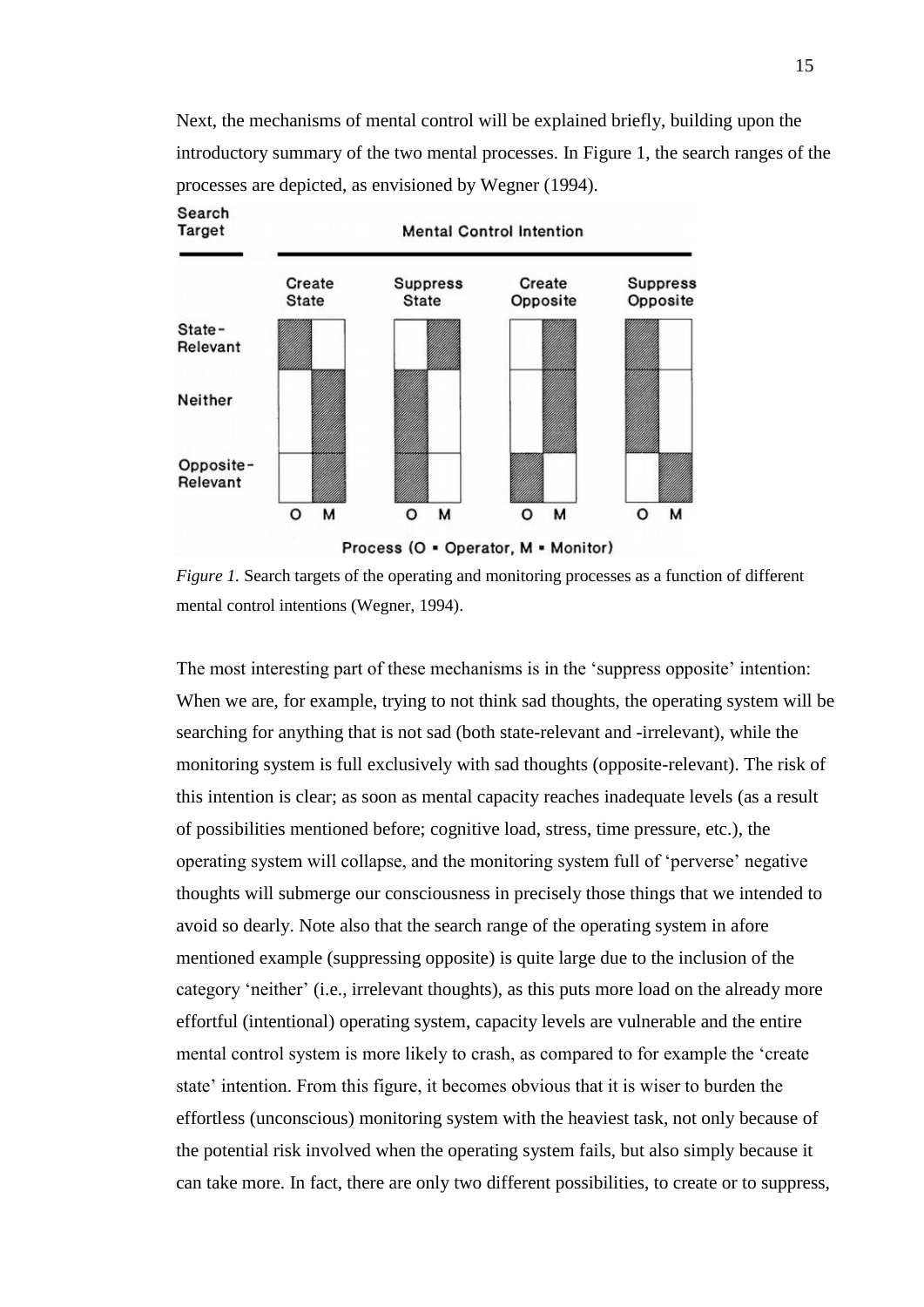Next, the mechanisms of mental control will be explained briefly, building upon the introductory summary of the two mental processes. In Figure 1, the search ranges of the processes are depicted, as envisioned by Wegner (1994).

*Figure 1.* Search targets of the operating and monitoring processes as a function of different mental control intentions (Wegner, 1994).

The most interesting part of these mechanisms is in the 'suppress opposite' intention: When we are, for example, trying to not think sad thoughts, the operating system will be searching for anything that is not sad (both state-relevant and -irrelevant), while the monitoring system is full exclusively with sad thoughts (opposite-relevant). The risk of this intention is clear; as soon as mental capacity reaches inadequate levels (as a result of possibilities mentioned before; cognitive load, stress, time pressure, etc.), the operating system will collapse, and the monitoring system full of 'perverse' negative thoughts will submerge our consciousness in precisely those things that we intended to avoid so dearly. Note also that the search range of the operating system in afore mentioned example (suppressing opposite) is quite large due to the inclusion of the category 'neither' (i.e., irrelevant thoughts), as this puts more load on the already more effortful (intentional) operating system, capacity levels are vulnerable and the entire mental control system is more likely to crash, as compared to for example the 'create state' intention. From this figure, it becomes obvious that it is wiser to burden the effortless (unconscious) monitoring system with the heaviest task, not only because of the potential risk involved when the operating system fails, but also simply because it can take more. In fact, there are only two different possibilities, to create or to suppress,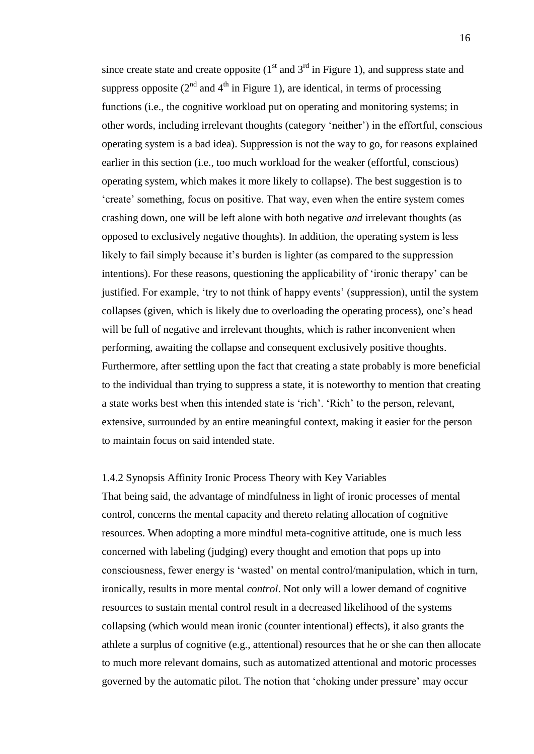since create state and create opposite (1st and 3rd in Figure 1), and suppress state and suppress opposite (2nd and 4th in Figure 1), are identical, in terms of processing functions (i.e., the cognitive workload put on operating and monitoring systems; in other words, including irrelevant thoughts (category 'neither') in the effortful, conscious operating system is a bad idea). Suppression is not the way to go, for reasons explained earlier in this section (i.e., too much workload for the weaker (effortful, conscious) operating system, which makes it more likely to collapse). The best suggestion is to 'create' something, focus on positive. That way, even when the entire system comes crashing down, one will be left alone with both negative *and* irrelevant thoughts (as opposed to exclusively negative thoughts). In addition, the operating system is less likely to fail simply because it's burden is lighter (as compared to the suppression intentions). For these reasons, questioning the applicability of 'ironic therapy' can be justified. For example, 'try to not think of happy events' (suppression), until the system collapses (given, which is likely due to overloading the operating process), one's head will be full of negative and irrelevant thoughts, which is rather inconvenient when performing, awaiting the collapse and consequent exclusively positive thoughts. Furthermore, after settling upon the fact that creating a state probably is more beneficial to the individual than trying to suppress a state, it is noteworthy to mention that creating a state works best when this intended state is 'rich'. 'Rich' to the person, relevant, extensive, surrounded by an entire meaningful context, making it easier for the person to maintain focus on said intended state.

### 1.4.2 Synopsis Affinity Ironic Process Theory with Key Variables

That being said, the advantage of mindfulness in light of ironic processes of mental control, concerns the mental capacity and thereto relating allocation of cognitive resources. When adopting a more mindful meta-cognitive attitude, one is much less concerned with labeling (judging) every thought and emotion that pops up into consciousness, fewer energy is 'wasted' on mental control/manipulation, which in turn, ironically, results in more mental *control*. Not only will a lower demand of cognitive resources to sustain mental control result in a decreased likelihood of the systems collapsing (which would mean ironic (counter intentional) effects), it also grants the athlete a surplus of cognitive (e.g., attentional) resources that he or she can then allocate to much more relevant domains, such as automatized attentional and motoric processes governed by the automatic pilot. The notion that 'choking under pressure' may occur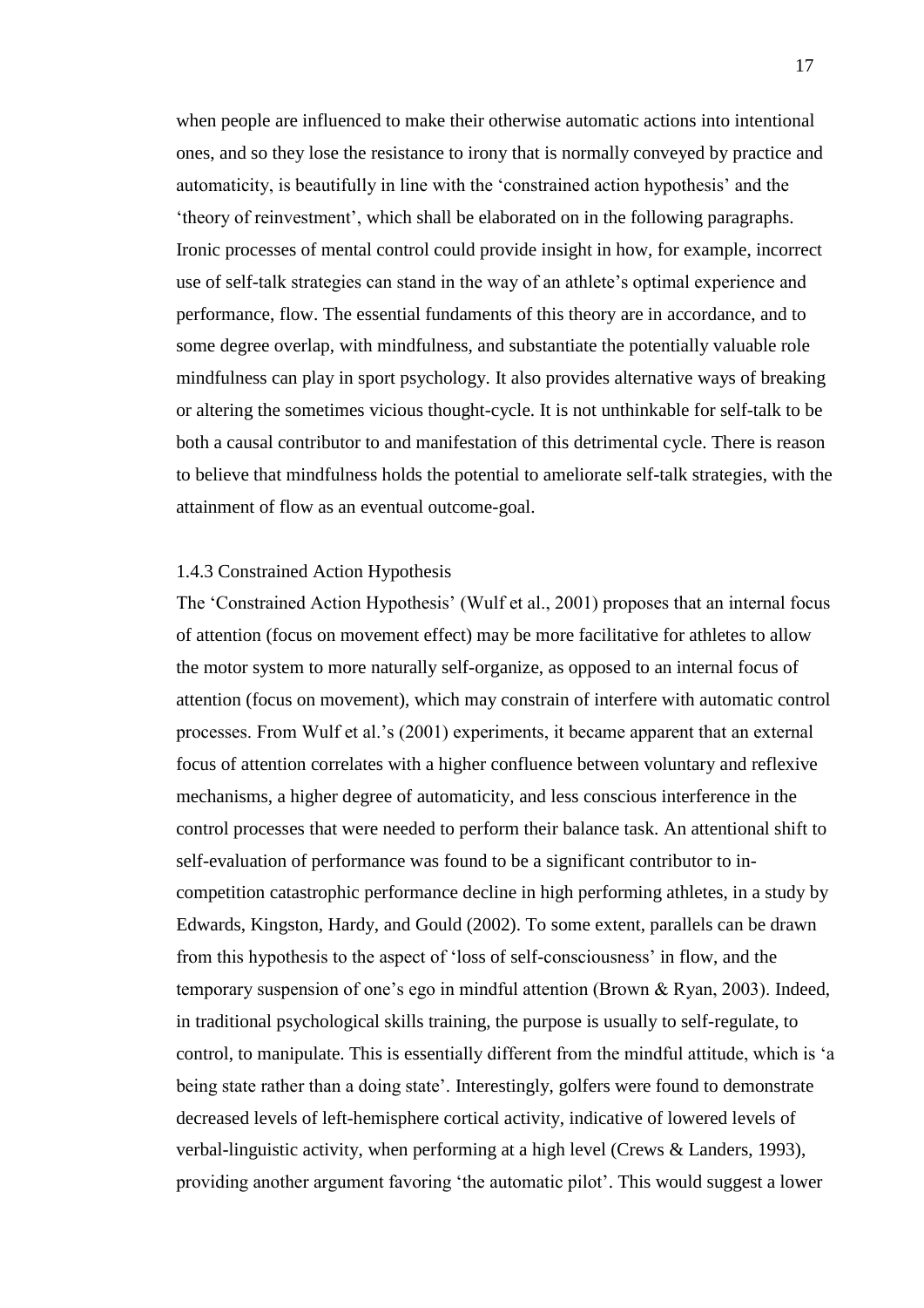when people are influenced to make their otherwise automatic actions into intentional ones, and so they lose the resistance to irony that is normally conveyed by practice and automaticity, is beautifully in line with the 'constrained action hypothesis' and the 'theory of reinvestment', which shall be elaborated on in the following paragraphs. Ironic processes of mental control could provide insight in how, for example, incorrect use of self-talk strategies can stand in the way of an athlete's optimal experience and performance, flow. The essential fundaments of this theory are in accordance, and to some degree overlap, with mindfulness, and substantiate the potentially valuable role mindfulness can play in sport psychology. It also provides alternative ways of breaking or altering the sometimes vicious thought-cycle. It is not unthinkable for self-talk to be both a causal contributor to and manifestation of this detrimental cycle. There is reason to believe that mindfulness holds the potential to ameliorate self-talk strategies, with the attainment of flow as an eventual outcome-goal.

### 1.4.3 Constrained Action Hypothesis

The 'Constrained Action Hypothesis' (Wulf et al., 2001) proposes that an internal focus of attention (focus on movement effect) may be more facilitative for athletes to allow the motor system to more naturally self-organize, as opposed to an internal focus of attention (focus on movement), which may constrain of interfere with automatic control processes. From Wulf et al.'s (2001) experiments, it became apparent that an external focus of attention correlates with a higher confluence between voluntary and reflexive mechanisms, a higher degree of automaticity, and less conscious interference in the control processes that were needed to perform their balance task. An attentional shift to self-evaluation of performance was found to be a significant contributor to in-competition catastrophic performance decline in high performing athletes, in a study by Edwards, Kingston, Hardy, and Gould (2002). To some extent, parallels can be drawn from this hypothesis to the aspect of 'loss of self-consciousness' in flow, and the temporary suspension of one's ego in mindful attention (Brown & Ryan, 2003). Indeed, in traditional psychological skills training, the purpose is usually to self-regulate, to control, to manipulate. This is essentially different from the mindful attitude, which is 'a being state rather than a doing state'. Interestingly, golfers were found to demonstrate decreased levels of left-hemisphere cortical activity, indicative of lowered levels of verbal-linguistic activity, when performing at a high level (Crews & Landers, 1993), providing another argument favoring 'the automatic pilot'. This would suggest a lower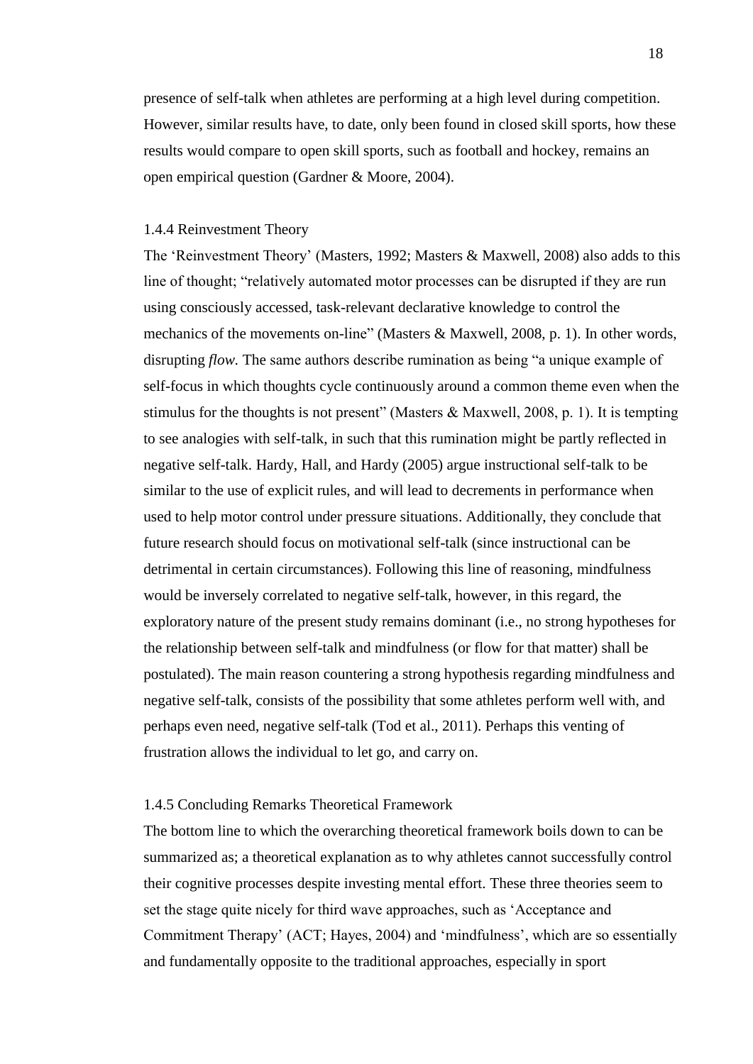presence of self-talk when athletes are performing at a high level during competition. However, similar results have, to date, only been found in closed skill sports, how these results would compare to open skill sports, such as football and hockey, remains an open empirical question (Gardner & Moore, 2004).

### 1.4.4 Reinvestment Theory

The 'Reinvestment Theory' (Masters, 1992; Masters & Maxwell, 2008) also adds to this line of thought; "relatively automated motor processes can be disrupted if they are run using consciously accessed, task-relevant declarative knowledge to control the mechanics of the movements on-line" (Masters & Maxwell, 2008, p. 1). In other words, disrupting *flow.* The same authors describe rumination as being "a unique example of self-focus in which thoughts cycle continuously around a common theme even when the stimulus for the thoughts is not present" (Masters & Maxwell, 2008, p. 1). It is tempting to see analogies with self-talk, in such that this rumination might be partly reflected in negative self-talk. Hardy, Hall, and Hardy (2005) argue instructional self-talk to be similar to the use of explicit rules, and will lead to decrements in performance when used to help motor control under pressure situations. Additionally, they conclude that future research should focus on motivational self-talk (since instructional can be detrimental in certain circumstances). Following this line of reasoning, mindfulness would be inversely correlated to negative self-talk, however, in this regard, the exploratory nature of the present study remains dominant (i.e., no strong hypotheses for the relationship between self-talk and mindfulness (or flow for that matter) shall be postulated). The main reason countering a strong hypothesis regarding mindfulness and negative self-talk, consists of the possibility that some athletes perform well with, and perhaps even need, negative self-talk (Tod et al., 2011). Perhaps this venting of frustration allows the individual to let go, and carry on.

### 1.4.5 Concluding Remarks Theoretical Framework

The bottom line to which the overarching theoretical framework boils down to can be summarized as; a theoretical explanation as to why athletes cannot successfully control their cognitive processes despite investing mental effort. These three theories seem to set the stage quite nicely for third wave approaches, such as 'Acceptance and Commitment Therapy' (ACT; Hayes, 2004) and 'mindfulness', which are so essentially and fundamentally opposite to the traditional approaches, especially in sport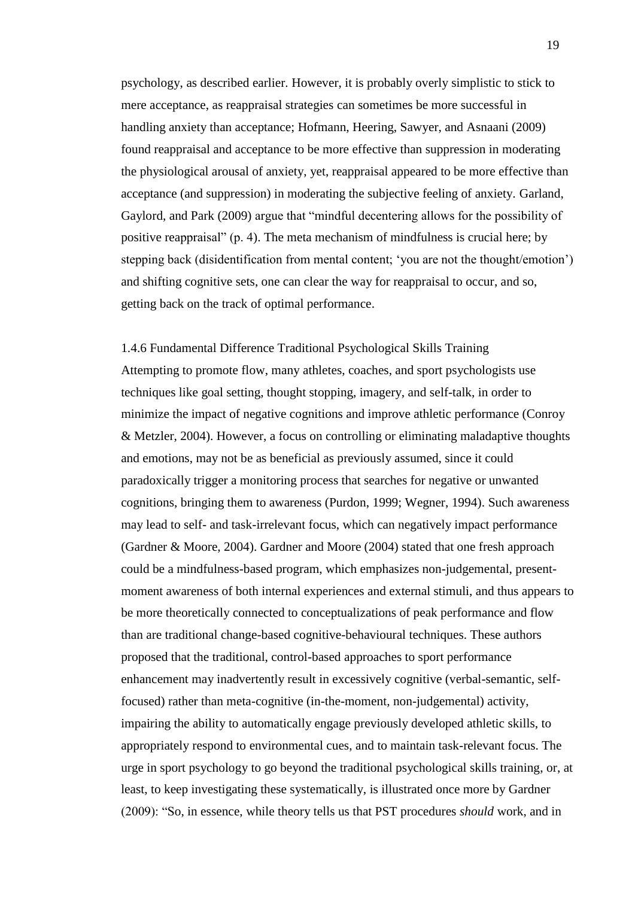psychology, as described earlier. However, it is probably overly simplistic to stick to mere acceptance, as reappraisal strategies can sometimes be more successful in handling anxiety than acceptance; Hofmann, Heering, Sawyer, and Asnaani (2009) found reappraisal and acceptance to be more effective than suppression in moderating the physiological arousal of anxiety, yet, reappraisal appeared to be more effective than acceptance (and suppression) in moderating the subjective feeling of anxiety. Garland, Gaylord, and Park (2009) argue that "mindful decentering allows for the possibility of positive reappraisal" (p. 4). The meta mechanism of mindfulness is crucial here; by stepping back (disidentification from mental content; 'you are not the thought/emotion') and shifting cognitive sets, one can clear the way for reappraisal to occur, and so, getting back on the track of optimal performance.

### 1.4.6 Fundamental Difference Traditional Psychological Skills Training

Attempting to promote flow, many athletes, coaches, and sport psychologists use techniques like goal setting, thought stopping, imagery, and self-talk, in order to minimize the impact of negative cognitions and improve athletic performance (Conroy & Metzler, 2004). However, a focus on controlling or eliminating maladaptive thoughts and emotions, may not be as beneficial as previously assumed, since it could paradoxically trigger a monitoring process that searches for negative or unwanted cognitions, bringing them to awareness (Purdon, 1999; Wegner, 1994). Such awareness may lead to self- and task-irrelevant focus, which can negatively impact performance (Gardner & Moore, 2004). Gardner and Moore (2004) stated that one fresh approach could be a mindfulness-based program, which emphasizes non-judgemental, present-moment awareness of both internal experiences and external stimuli, and thus appears to be more theoretically connected to conceptualizations of peak performance and flow than are traditional change-based cognitive-behavioural techniques. These authors proposed that the traditional, control-based approaches to sport performance enhancement may inadvertently result in excessively cognitive (verbal-semantic, self-focused) rather than meta-cognitive (in-the-moment, non-judgemental) activity, impairing the ability to automatically engage previously developed athletic skills, to appropriately respond to environmental cues, and to maintain task-relevant focus. The urge in sport psychology to go beyond the traditional psychological skills training, or, at least, to keep investigating these systematically, is illustrated once more by Gardner (2009): "So, in essence, while theory tells us that PST procedures *should* work, and in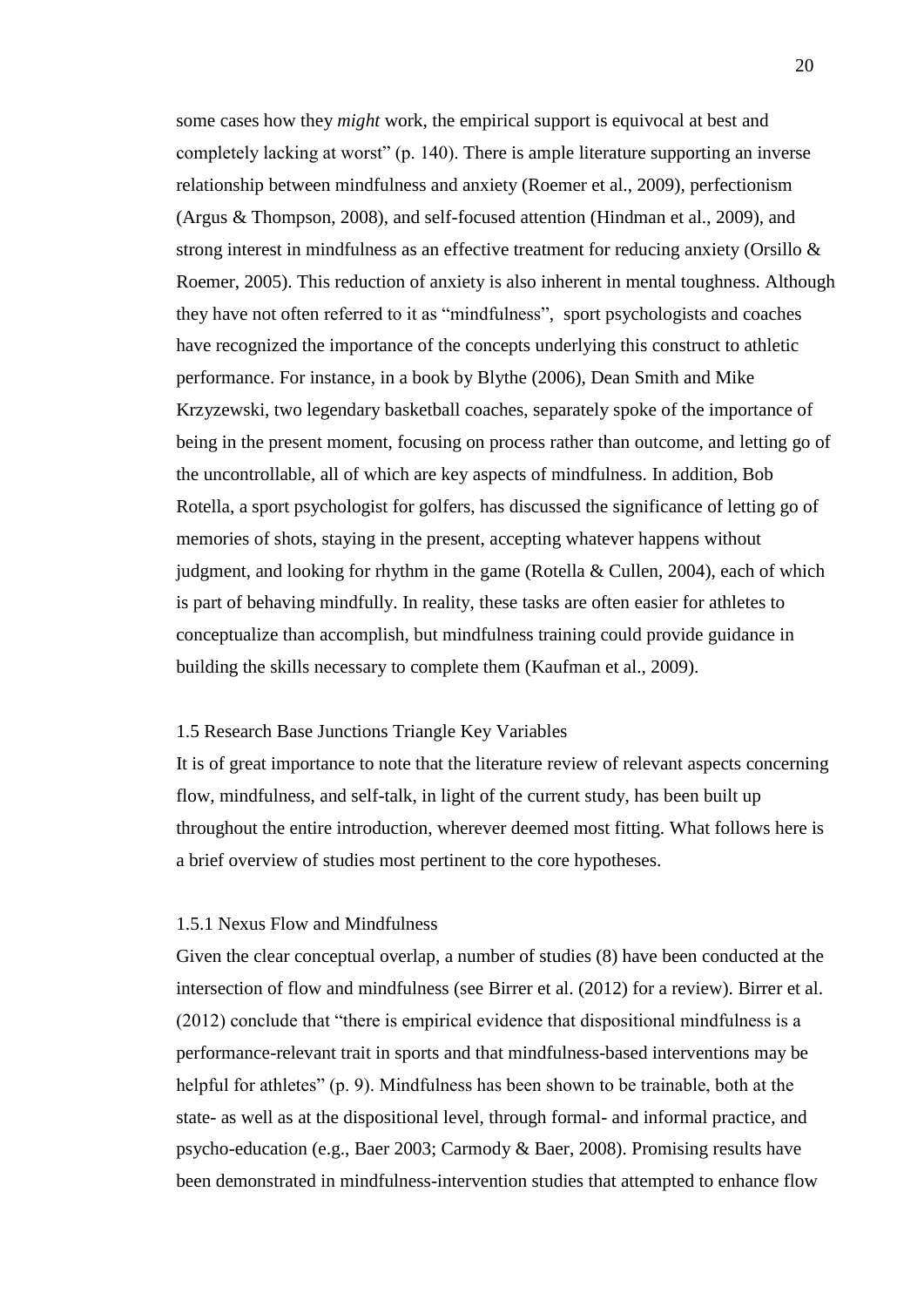some cases how they *might* work, the empirical support is equivocal at best and completely lacking at worst" (p. 140). There is ample literature supporting an inverse relationship between mindfulness and anxiety (Roemer et al., 2009), perfectionism (Argus & Thompson, 2008), and self-focused attention (Hindman et al., 2009), and strong interest in mindfulness as an effective treatment for reducing anxiety (Orsillo & Roemer, 2005). This reduction of anxiety is also inherent in mental toughness. Although they have not often referred to it as "mindfulness", sport psychologists and coaches have recognized the importance of the concepts underlying this construct to athletic performance. For instance, in a book by Blythe (2006), Dean Smith and Mike Krzyzewski, two legendary basketball coaches, separately spoke of the importance of being in the present moment, focusing on process rather than outcome, and letting go of the uncontrollable, all of which are key aspects of mindfulness. In addition, Bob Rotella, a sport psychologist for golfers, has discussed the significance of letting go of memories of shots, staying in the present, accepting whatever happens without judgment, and looking for rhythm in the game (Rotella & Cullen, 2004), each of which is part of behaving mindfully. In reality, these tasks are often easier for athletes to conceptualize than accomplish, but mindfulness training could provide guidance in building the skills necessary to complete them (Kaufman et al., 2009).

## 1.5 Research Base Junctions Triangle Key Variables

It is of great importance to note that the literature review of relevant aspects concerning flow, mindfulness, and self-talk, in light of the current study, has been built up throughout the entire introduction, wherever deemed most fitting. What follows here is a brief overview of studies most pertinent to the core hypotheses.

### 1.5.1 Nexus Flow and Mindfulness

Given the clear conceptual overlap, a number of studies (8) have been conducted at the intersection of flow and mindfulness (see Birrer et al. (2012) for a review). Birrer et al. (2012) conclude that "there is empirical evidence that dispositional mindfulness is a performance-relevant trait in sports and that mindfulness-based interventions may be helpful for athletes" (p. 9). Mindfulness has been shown to be trainable, both at the state- as well as at the dispositional level, through formal- and informal practice, and psycho-education (e.g., Baer 2003; Carmody & Baer, 2008). Promising results have been demonstrated in mindfulness-intervention studies that attempted to enhance flow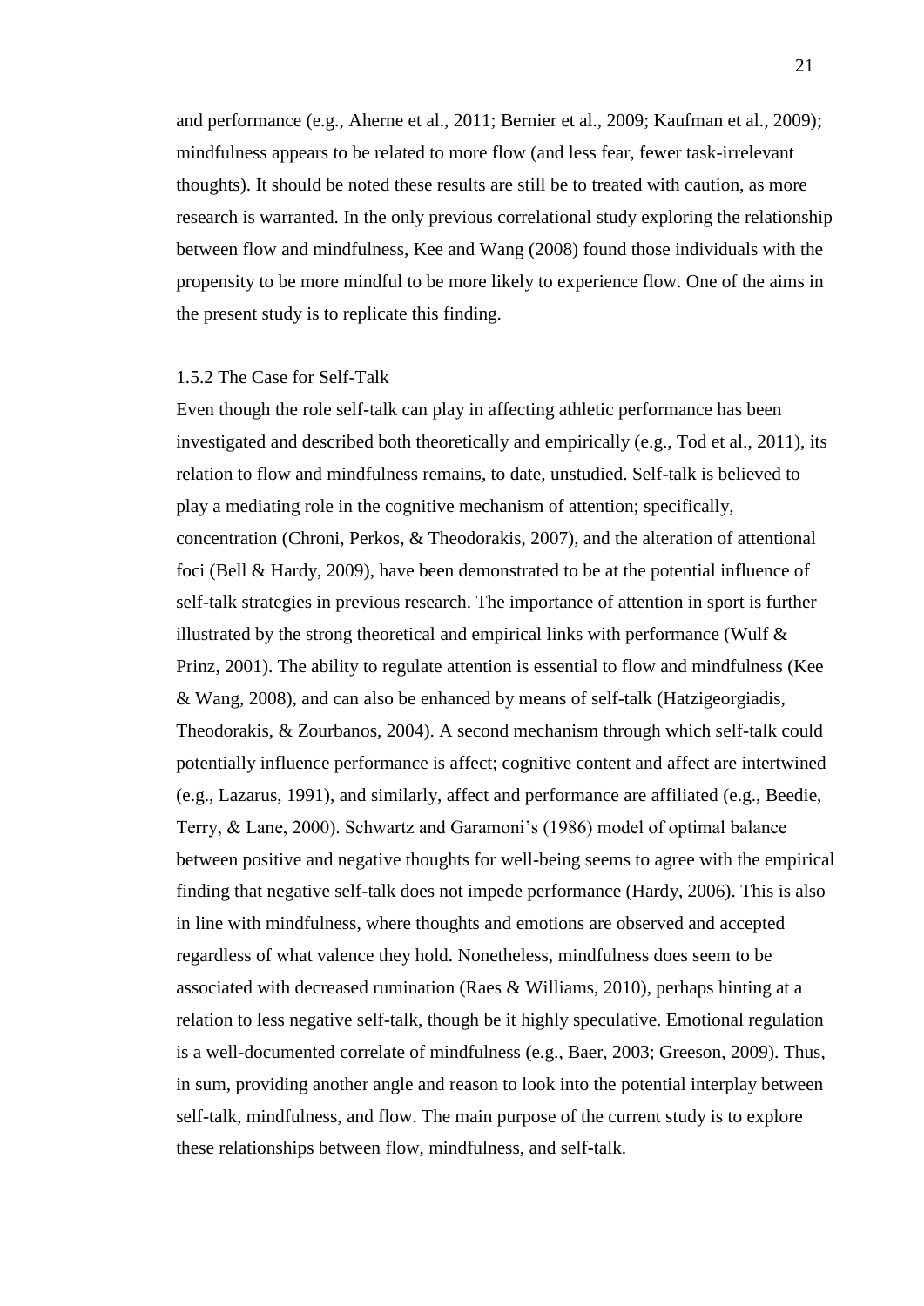and performance (e.g., Aherne et al., 2011; Bernier et al., 2009; Kaufman et al., 2009); mindfulness appears to be related to more flow (and less fear, fewer task-irrelevant thoughts). It should be noted these results are still be to treated with caution, as more research is warranted. In the only previous correlational study exploring the relationship between flow and mindfulness, Kee and Wang (2008) found those individuals with the propensity to be more mindful to be more likely to experience flow. One of the aims in the present study is to replicate this finding.

### 1.5.2 The Case for Self-Talk

Even though the role self-talk can play in affecting athletic performance has been investigated and described both theoretically and empirically (e.g., Tod et al., 2011), its relation to flow and mindfulness remains, to date, unstudied. Self-talk is believed to play a mediating role in the cognitive mechanism of attention; specifically, concentration (Chroni, Perkos, & Theodorakis, 2007), and the alteration of attentional foci (Bell & Hardy, 2009), have been demonstrated to be at the potential influence of self-talk strategies in previous research. The importance of attention in sport is further illustrated by the strong theoretical and empirical links with performance (Wulf & Prinz, 2001). The ability to regulate attention is essential to flow and mindfulness (Kee & Wang, 2008), and can also be enhanced by means of self-talk (Hatzigeorgiadis, Theodorakis, & Zourbanos, 2004). A second mechanism through which self-talk could potentially influence performance is affect; cognitive content and affect are intertwined (e.g., Lazarus, 1991), and similarly, affect and performance are affiliated (e.g., Beedie, Terry, & Lane, 2000). Schwartz and Garamoni's (1986) model of optimal balance between positive and negative thoughts for well-being seems to agree with the empirical finding that negative self-talk does not impede performance (Hardy, 2006). This is also in line with mindfulness, where thoughts and emotions are observed and accepted regardless of what valence they hold. Nonetheless, mindfulness does seem to be associated with decreased rumination (Raes & Williams, 2010), perhaps hinting at a relation to less negative self-talk, though be it highly speculative. Emotional regulation is a well-documented correlate of mindfulness (e.g., Baer, 2003; Greeson, 2009). Thus, in sum, providing another angle and reason to look into the potential interplay between self-talk, mindfulness, and flow. The main purpose of the current study is to explore these relationships between flow, mindfulness, and self-talk.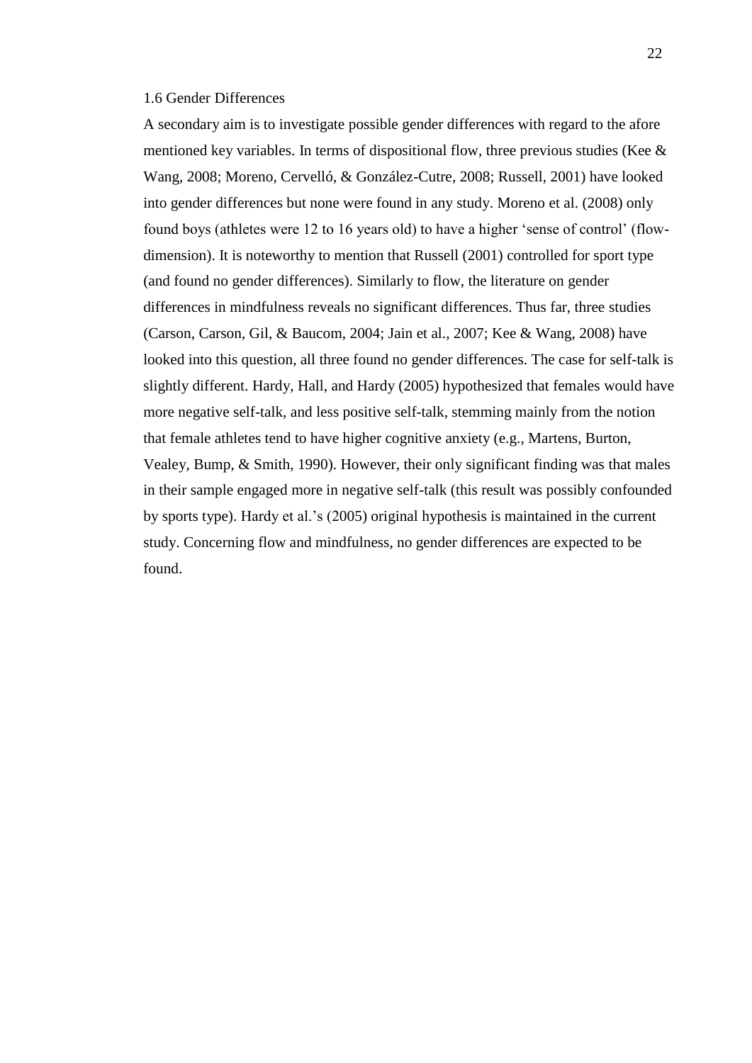## 1.6 Gender Differences

A secondary aim is to investigate possible gender differences with regard to the afore mentioned key variables. In terms of dispositional flow, three previous studies (Kee & Wang, 2008; Moreno, Cervelló, & González-Cutre, 2008; Russell, 2001) have looked into gender differences but none were found in any study. Moreno et al. (2008) only found boys (athletes were 12 to 16 years old) to have a higher 'sense of control' (flow-dimension). It is noteworthy to mention that Russell (2001) controlled for sport type (and found no gender differences). Similarly to flow, the literature on gender differences in mindfulness reveals no significant differences. Thus far, three studies (Carson, Carson, Gil, & Baucom, 2004; Jain et al., 2007; Kee & Wang, 2008) have looked into this question, all three found no gender differences. The case for self-talk is slightly different. Hardy, Hall, and Hardy (2005) hypothesized that females would have more negative self-talk, and less positive self-talk, stemming mainly from the notion that female athletes tend to have higher cognitive anxiety (e.g., Martens, Burton, Vealey, Bump, & Smith, 1990). However, their only significant finding was that males in their sample engaged more in negative self-talk (this result was possibly confounded by sports type). Hardy et al.'s (2005) original hypothesis is maintained in the current study. Concerning flow and mindfulness, no gender differences are expected to be found.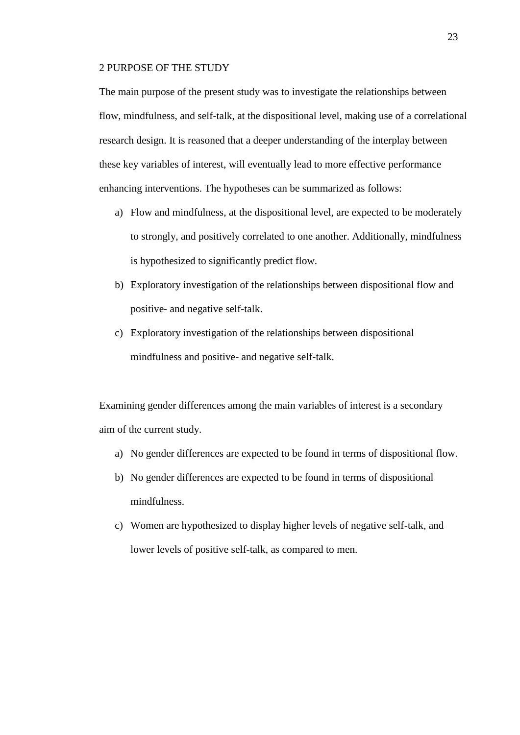# 2 PURPOSE OF THE STUDY

The main purpose of the present study was to investigate the relationships between flow, mindfulness, and self-talk, at the dispositional level, making use of a correlational research design. It is reasoned that a deeper understanding of the interplay between these key variables of interest, will eventually lead to more effective performance enhancing interventions. The hypotheses can be summarized as follows:

a) Flow and mindfulness, at the dispositional level, are expected to be moderately to strongly, and positively correlated to one another. Additionally, mindfulness is hypothesized to significantly predict flow.
b) Exploratory investigation of the relationships between dispositional flow and positive- and negative self-talk.
c) Exploratory investigation of the relationships between dispositional mindfulness and positive- and negative self-talk.

Examining gender differences among the main variables of interest is a secondary aim of the current study.

a) No gender differences are expected to be found in terms of dispositional flow.
b) No gender differences are expected to be found in terms of dispositional mindfulness.
c) Women are hypothesized to display higher levels of negative self-talk, and lower levels of positive self-talk, as compared to men.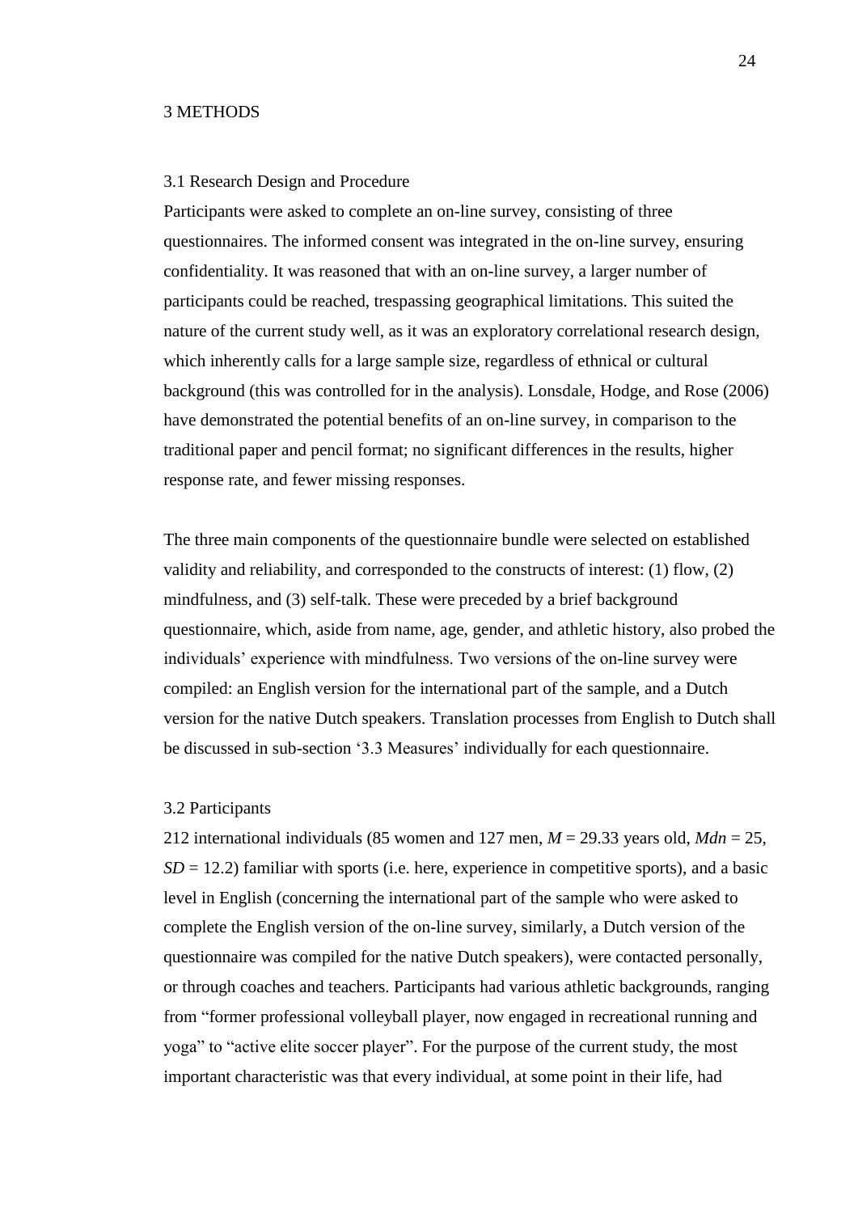# 3 METHODS

## 3.1 Research Design and Procedure

Participants were asked to complete an on-line survey, consisting of three questionnaires. The informed consent was integrated in the on-line survey, ensuring confidentiality. It was reasoned that with an on-line survey, a larger number of participants could be reached, trespassing geographical limitations. This suited the nature of the current study well, as it was an exploratory correlational research design, which inherently calls for a large sample size, regardless of ethnical or cultural background (this was controlled for in the analysis). Lonsdale, Hodge, and Rose (2006) have demonstrated the potential benefits of an on-line survey, in comparison to the traditional paper and pencil format; no significant differences in the results, higher response rate, and fewer missing responses.

The three main components of the questionnaire bundle were selected on established validity and reliability, and corresponded to the constructs of interest: (1) flow, (2) mindfulness, and (3) self-talk. These were preceded by a brief background questionnaire, which, aside from name, age, gender, and athletic history, also probed the individuals' experience with mindfulness. Two versions of the on-line survey were compiled: an English version for the international part of the sample, and a Dutch version for the native Dutch speakers. Translation processes from English to Dutch shall be discussed in sub-section '3.3 Measures' individually for each questionnaire.

## 3.2 Participants

212 international individuals (85 women and 127 men, $M$ = 29.33 years old, $Mdn$ = 25, $SD$ = 12.2) familiar with sports (i.e. here, experience in competitive sports), and a basic level in English (concerning the international part of the sample who were asked to complete the English version of the on-line survey, similarly, a Dutch version of the questionnaire was compiled for the native Dutch speakers), were contacted personally, or through coaches and teachers. Participants had various athletic backgrounds, ranging from "former professional volleyball player, now engaged in recreational running and yoga" to "active elite soccer player". For the purpose of the current study, the most important characteristic was that every individual, at some point in their life, had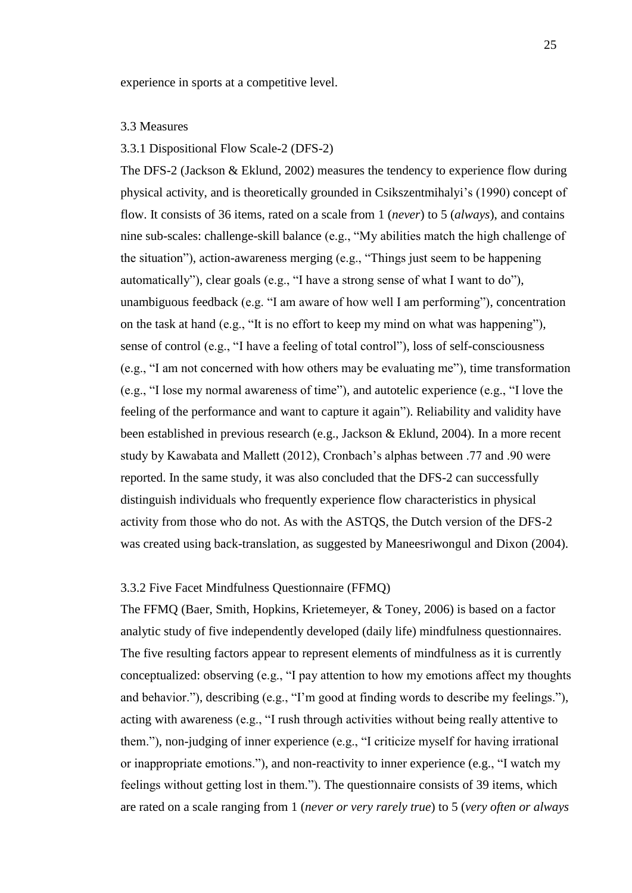experience in sports at a competitive level.

## 3.3 Measures

### 3.3.1 Dispositional Flow Scale-2 (DFS-2)

The DFS-2 (Jackson & Eklund, 2002) measures the tendency to experience flow during physical activity, and is theoretically grounded in Csikszentmihalyi's (1990) concept of flow. It consists of 36 items, rated on a scale from 1 (*never*) to 5 (*always*), and contains nine sub-scales: challenge-skill balance (e.g., "My abilities match the high challenge of the situation"), action-awareness merging (e.g., "Things just seem to be happening automatically"), clear goals (e.g., "I have a strong sense of what I want to do"), unambiguous feedback (e.g. "I am aware of how well I am performing"), concentration on the task at hand (e.g., "It is no effort to keep my mind on what was happening"), sense of control (e.g., "I have a feeling of total control"), loss of self-consciousness (e.g., "I am not concerned with how others may be evaluating me"), time transformation (e.g., "I lose my normal awareness of time"), and autotelic experience (e.g., "I love the feeling of the performance and want to capture it again"). Reliability and validity have been established in previous research (e.g., Jackson & Eklund, 2004). In a more recent study by Kawabata and Mallett (2012), Cronbach's alphas between .77 and .90 were reported. In the same study, it was also concluded that the DFS-2 can successfully distinguish individuals who frequently experience flow characteristics in physical activity from those who do not. As with the ASTQS, the Dutch version of the DFS-2 was created using back-translation, as suggested by Maneesriwongul and Dixon (2004).

### 3.3.2 Five Facet Mindfulness Questionnaire (FFMQ)

The FFMQ (Baer, Smith, Hopkins, Krietemeyer, & Toney, 2006) is based on a factor analytic study of five independently developed (daily life) mindfulness questionnaires. The five resulting factors appear to represent elements of mindfulness as it is currently conceptualized: observing (e.g., "I pay attention to how my emotions affect my thoughts and behavior."), describing (e.g., "I'm good at finding words to describe my feelings."), acting with awareness (e.g., "I rush through activities without being really attentive to them."), non-judging of inner experience (e.g., "I criticize myself for having irrational or inappropriate emotions."), and non-reactivity to inner experience (e.g., "I watch my feelings without getting lost in them."). The questionnaire consists of 39 items, which are rated on a scale ranging from 1 (*never or very rarely true*) to 5 (*very often or always*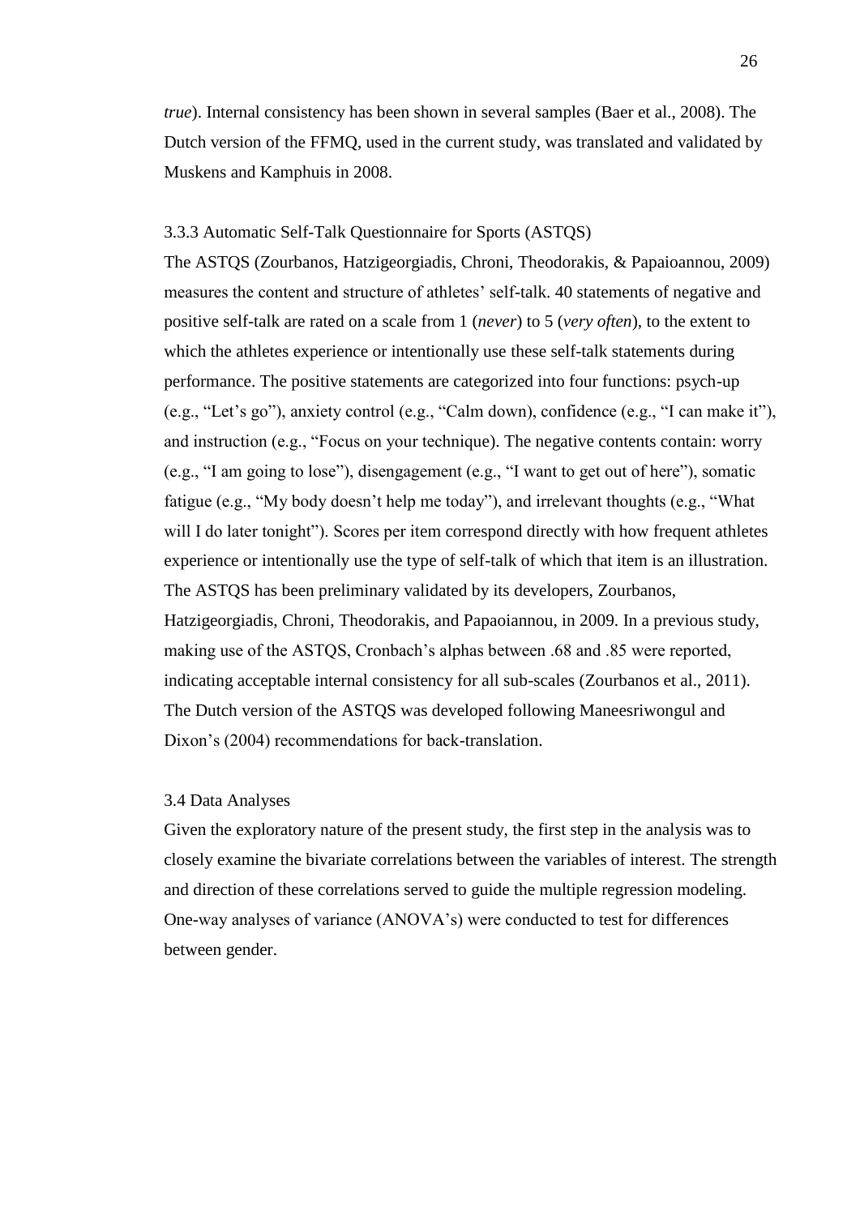*true*). Internal consistency has been shown in several samples (Baer et al., 2008). The Dutch version of the FFMQ, used in the current study, was translated and validated by Muskens and Kamphuis in 2008.

### 3.3.3 Automatic Self-Talk Questionnaire for Sports (ASTQS)

The ASTQS (Zourbanos, Hatzigeorgiadis, Chroni, Theodorakis, & Papaioannou, 2009) measures the content and structure of athletes' self-talk. 40 statements of negative and positive self-talk are rated on a scale from 1 (*never*) to 5 (*very often*), to the extent to which the athletes experience or intentionally use these self-talk statements during performance. The positive statements are categorized into four functions: psych-up (e.g., "Let's go"), anxiety control (e.g., "Calm down), confidence (e.g., "I can make it"), and instruction (e.g., "Focus on your technique). The negative contents contain: worry (e.g., "I am going to lose"), disengagement (e.g., "I want to get out of here"), somatic fatigue (e.g., "My body doesn't help me today"), and irrelevant thoughts (e.g., "What will I do later tonight"). Scores per item correspond directly with how frequent athletes experience or intentionally use the type of self-talk of which that item is an illustration. The ASTQS has been preliminary validated by its developers, Zourbanos, Hatzigeorgiadis, Chroni, Theodorakis, and Papaoiannou, in 2009. In a previous study, making use of the ASTQS, Cronbach's alphas between .68 and .85 were reported, indicating acceptable internal consistency for all sub-scales (Zourbanos et al., 2011). The Dutch version of the ASTQS was developed following Maneesriwongul and Dixon's (2004) recommendations for back-translation.

## 3.4 Data Analyses

Given the exploratory nature of the present study, the first step in the analysis was to closely examine the bivariate correlations between the variables of interest. The strength and direction of these correlations served to guide the multiple regression modeling. One-way analyses of variance (ANOVA's) were conducted to test for differences between gender.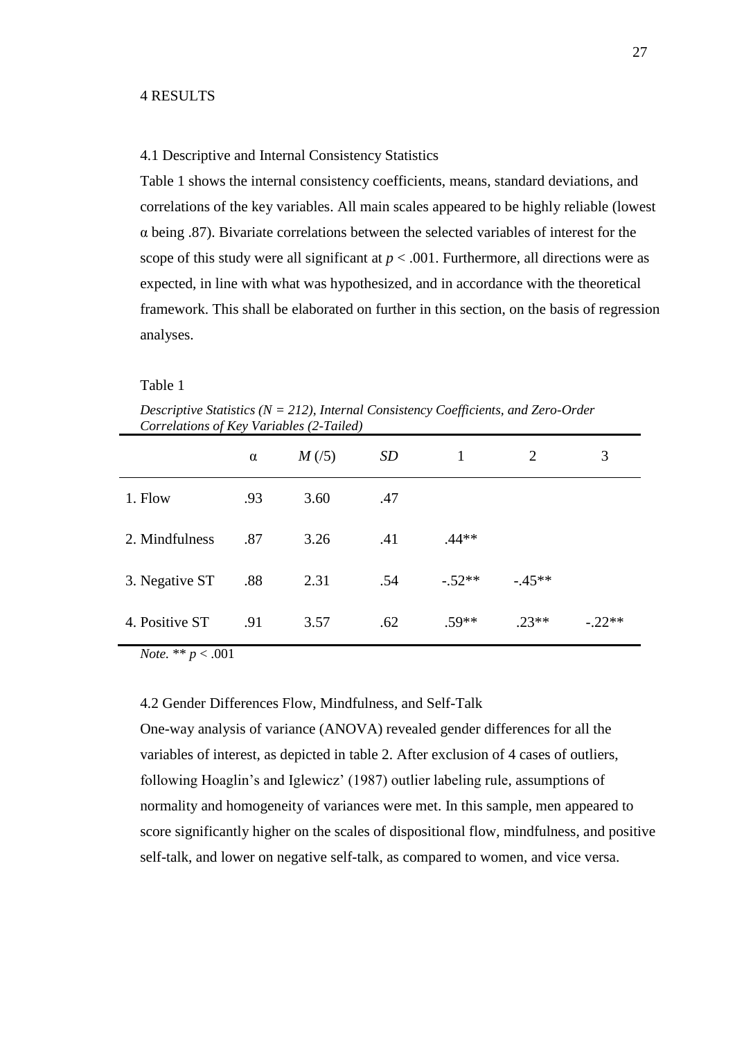# 4 RESULTS

## 4.1 Descriptive and Internal Consistency Statistics

Table 1 shows the internal consistency coefficients, means, standard deviations, and correlations of the key variables. All main scales appeared to be highly reliable (lowest α being .87). Bivariate correlations between the selected variables of interest for the scope of this study were all significant at $p < .001$. Furthermore, all directions were as expected, in line with what was hypothesized, and in accordance with the theoretical framework. This shall be elaborated on further in this section, on the basis of regression analyses.

Table 1

*Descriptive Statistics (N = 212), Internal Consistency Coefficients, and Zero-Order Correlations of Key Variables (2-Tailed)*

| | α | *M* (/5) | *SD* | 1 | 2 | 3 |
|---|---|---|---|---|---|---|
| 1. Flow | .93 | 3.60 | .47 | | | |
| 2. Mindfulness | .87 | 3.26 | .41 | .44** | | |
| 3. Negative ST | .88 | 2.31 | .54 | -.52** | -.45** | |
| 4. Positive ST | .91 | 3.57 | .62 | .59** | .23** | -.22** |

*Note.* ** $p < .001$

## 4.2 Gender Differences Flow, Mindfulness, and Self-Talk

One-way analysis of variance (ANOVA) revealed gender differences for all the variables of interest, as depicted in table 2. After exclusion of 4 cases of outliers, following Hoaglin's and Iglewicz' (1987) outlier labeling rule, assumptions of normality and homogeneity of variances were met. In this sample, men appeared to score significantly higher on the scales of dispositional flow, mindfulness, and positive self-talk, and lower on negative self-talk, as compared to women, and vice versa.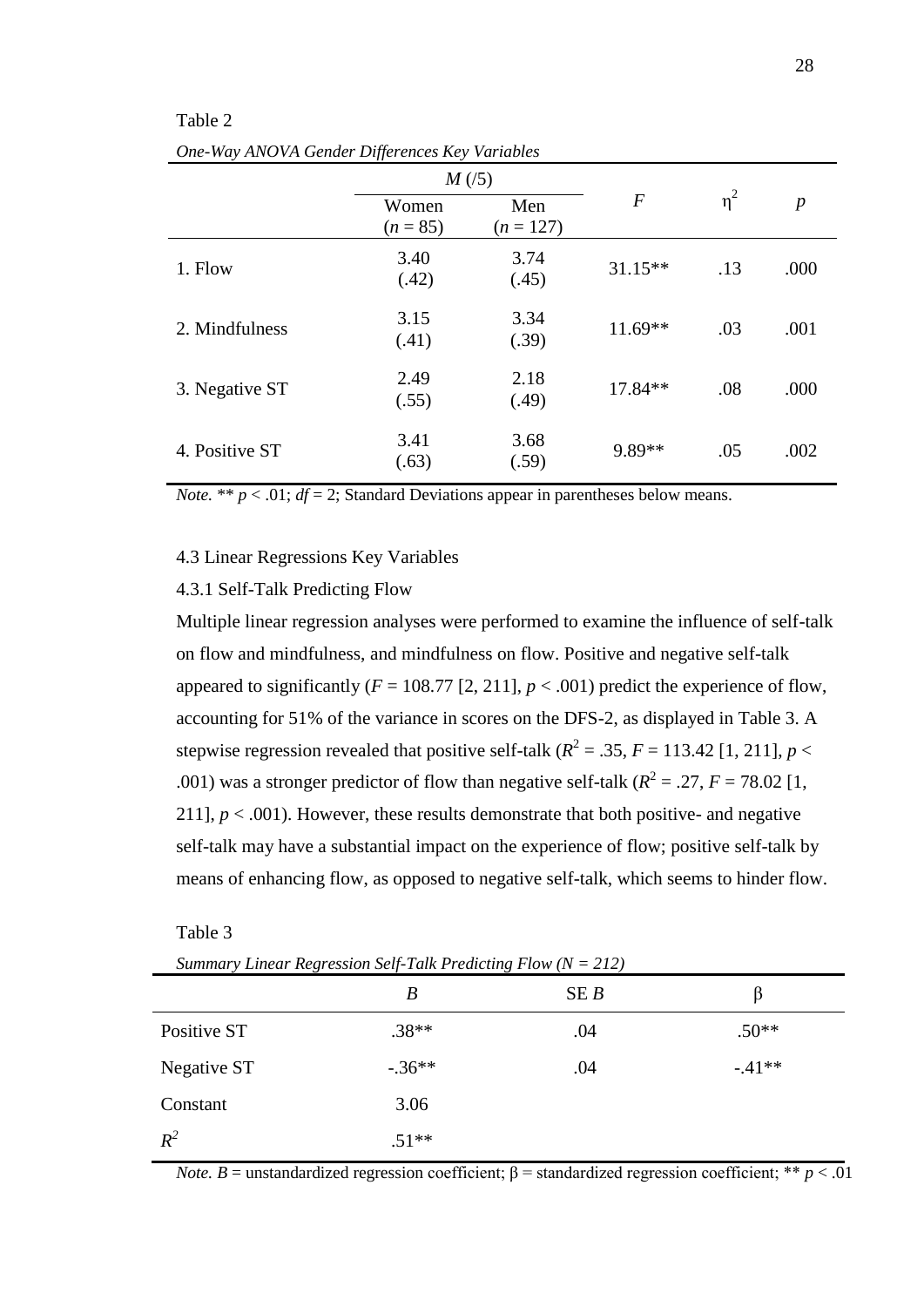Table 2

*One-Way ANOVA Gender Differences Key Variables*

| | $M$ (/5) | | | | |
|---|---|---|---|---|---|
| | Women ($n$ = 85) | Men ($n$ = 127) | $F$ | $\eta^2$ | $p$ |
| 1. Flow | 3.40 (.42) | 3.74 (.45) | 31.15** | .13 | .000 |
| 2. Mindfulness | 3.15 (.41) | 3.34 (.39) | 11.69** | .03 | .001 |
| 3. Negative ST | 2.49 (.55) | 2.18 (.49) | 17.84** | .08 | .000 |
| 4. Positive ST | 3.41 (.63) | 3.68 (.59) | 9.89** | .05 | .002 |

*Note.* ** $p < .01$; $df = 2$; Standard Deviations appear in parentheses below means.

### 4.3 Linear Regressions Key Variables

#### 4.3.1 Self-Talk Predicting Flow

Multiple linear regression analyses were performed to examine the influence of self-talk on flow and mindfulness, and mindfulness on flow. Positive and negative self-talk appeared to significantly ($F$ = 108.77 [2, 211], $p < .001$) predict the experience of flow, accounting for 51% of the variance in scores on the DFS-2, as displayed in Table 3. A stepwise regression revealed that positive self-talk ($R^2 = .35$, $F$ = 113.42 [1, 211], $p < .001$) was a stronger predictor of flow than negative self-talk ($R^2 = .27$, $F$ = 78.02 [1, 211], $p < .001$). However, these results demonstrate that both positive- and negative self-talk may have a substantial impact on the experience of flow; positive self-talk by means of enhancing flow, as opposed to negative self-talk, which seems to hinder flow.

Table 3

*Summary Linear Regression Self-Talk Predicting Flow ($N$ = 212)*

| | $B$ | SE $B$ | $\beta$ |
|---|---|---|---|
| Positive ST | .38** | .04 | .50** |
| Negative ST | -.36** | .04 | -.41** |
| Constant | 3.06 | | |
| $R^2$ | .51** | | |

*Note.* $B$ = unstandardized regression coefficient; $\beta$ = standardized regression coefficient; ** $p < .01$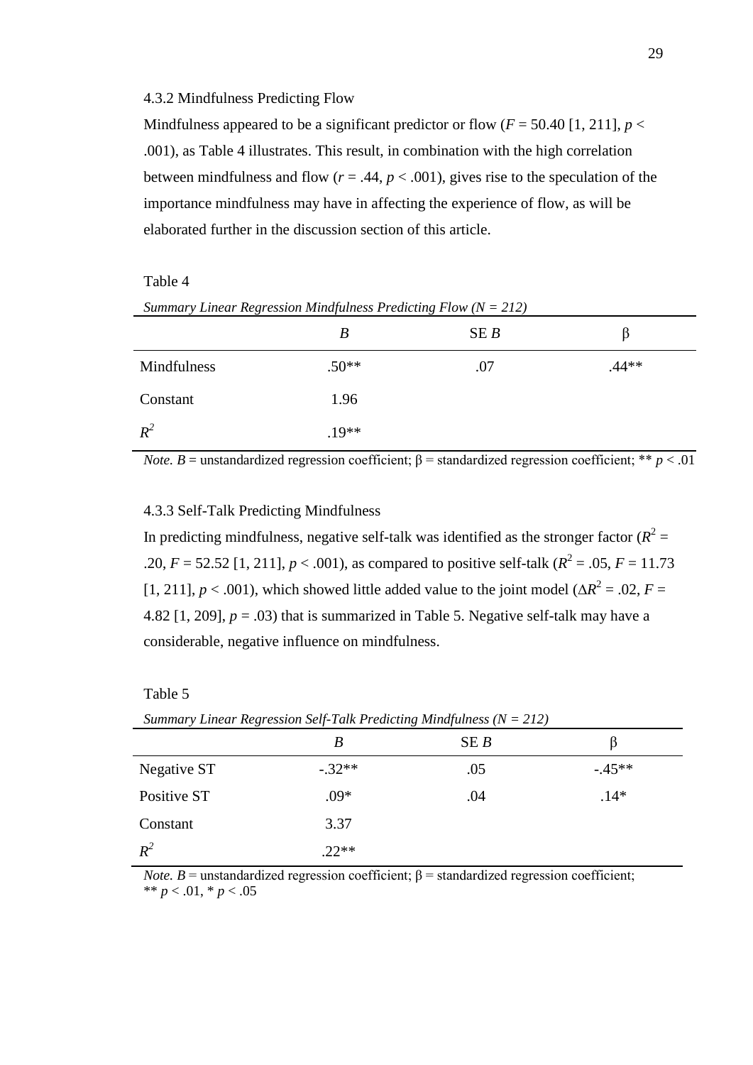### 4.3.2 Mindfulness Predicting Flow

Mindfulness appeared to be a significant predictor or flow ($F$ = 50.40 [1, 211], $p$ < .001), as Table 4 illustrates. This result, in combination with the high correlation between mindfulness and flow ($r$ = .44, $p$ < .001), gives rise to the speculation of the importance mindfulness may have in affecting the experience of flow, as will be elaborated further in the discussion section of this article.

Table 4

*Summary Linear Regression Mindfulness Predicting Flow (N = 212)*

| | $B$ | SE $B$ | β |
|---|---|---|---|
| Mindfulness | .50** | .07 | .44** |
| Constant | 1.96 | | |
| $R^2$ | .19** | | |

*Note.* $B$ = unstandardized regression coefficient; β = standardized regression coefficient; ** $p$ < .01

### 4.3.3 Self-Talk Predicting Mindfulness

In predicting mindfulness, negative self-talk was identified as the stronger factor ($R^2$ = .20, $F$ = 52.52 [1, 211], $p$ < .001), as compared to positive self-talk ($R^2$ = .05, $F$ = 11.73 [1, 211], $p$ < .001), which showed little added value to the joint model ($\Delta R^2$ = .02, $F$ = 4.82 [1, 209], $p$ = .03) that is summarized in Table 5. Negative self-talk may have a considerable, negative influence on mindfulness.

Table 5

*Summary Linear Regression Self-Talk Predicting Mindfulness (N = 212)*

| | $B$ | SE $B$ | β |
|---|---|---|---|
| Negative ST | -.32** | .05 | -.45** |
| Positive ST | .09* | .04 | .14* |
| Constant | 3.37 | | |
| $R^2$ | .22** | | |

*Note.* $B$ = unstandardized regression coefficient; β = standardized regression coefficient; ** $p$ < .01, * $p$ < .05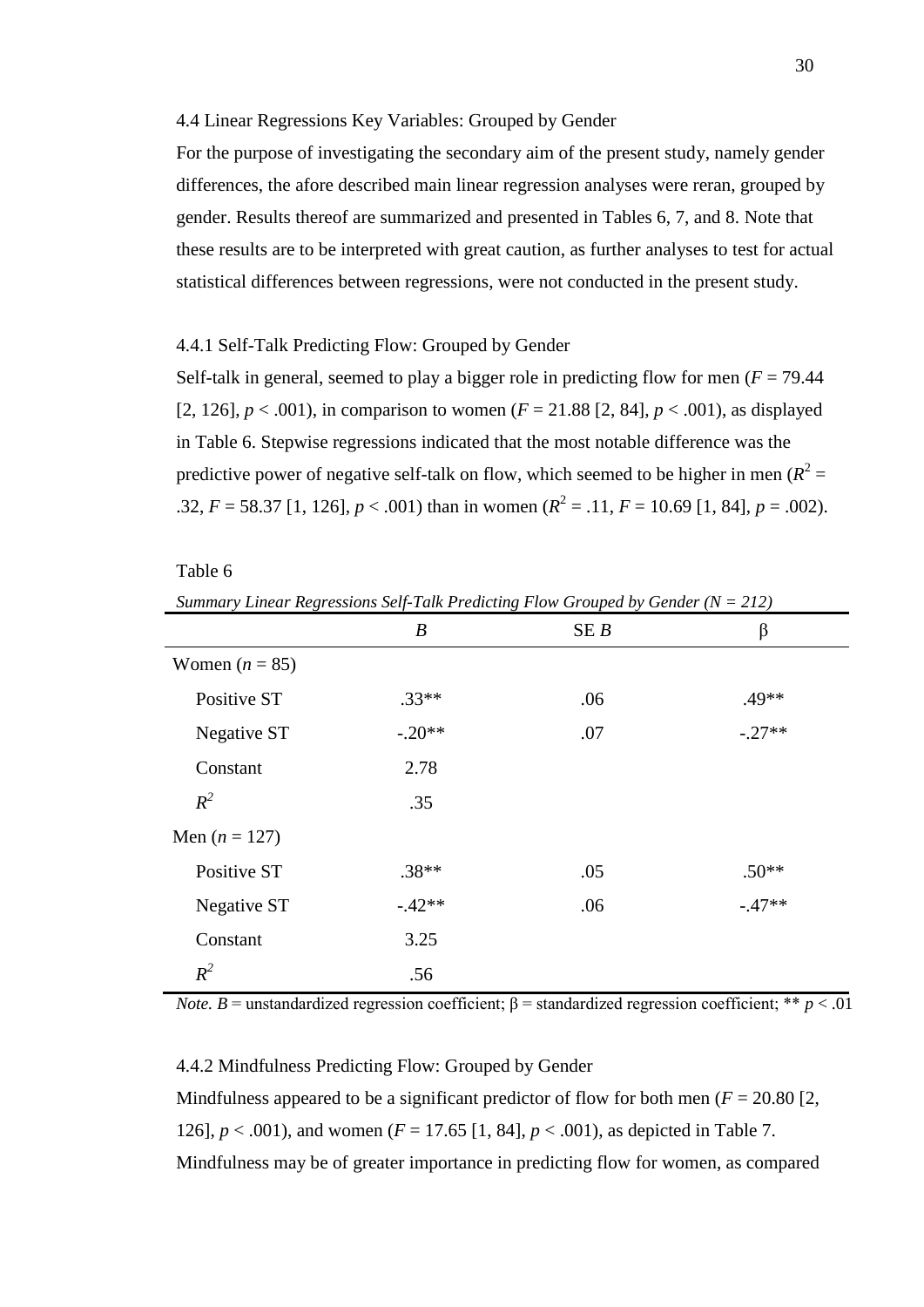### 4.4 Linear Regressions Key Variables: Grouped by Gender

For the purpose of investigating the secondary aim of the present study, namely gender differences, the afore described main linear regression analyses were reran, grouped by gender. Results thereof are summarized and presented in Tables 6, 7, and 8. Note that these results are to be interpreted with great caution, as further analyses to test for actual statistical differences between regressions, were not conducted in the present study.

#### 4.4.1 Self-Talk Predicting Flow: Grouped by Gender

Self-talk in general, seemed to play a bigger role in predicting flow for men ($F$ = 79.44 [2, 126], $p$ < .001), in comparison to women ($F$ = 21.88 [2, 84], $p$ < .001), as displayed in Table 6. Stepwise regressions indicated that the most notable difference was the predictive power of negative self-talk on flow, which seemed to be higher in men ($R^2$ = .32, $F$ = 58.37 [1, 126], $p$ < .001) than in women ($R^2$ = .11, $F$ = 10.69 [1, 84], $p$ = .002).

Table 6

*Summary Linear Regressions Self-Talk Predicting Flow Grouped by Gender (N = 212)*

| | $B$ | SE $B$ | β |
|---|---|---|---|
| Women ($n$ = 85) | | | |
| Positive ST | .33** | .06 | .49** |
| Negative ST | -.20** | .07 | -.27** |
| Constant | 2.78 | | |
| $R^2$ | .35 | | |
| Men ($n$ = 127) | | | |
| Positive ST | .38** | .05 | .50** |
| Negative ST | -.42** | .06 | -.47** |
| Constant | 3.25 | | |
| $R^2$ | .56 | | |

*Note.* $B$ = unstandardized regression coefficient; β = standardized regression coefficient; ** $p$ < .01

#### 4.4.2 Mindfulness Predicting Flow: Grouped by Gender

Mindfulness appeared to be a significant predictor of flow for both men ($F$ = 20.80 [2, 126], $p$ < .001), and women ($F$ = 17.65 [1, 84], $p$ < .001), as depicted in Table 7. Mindfulness may be of greater importance in predicting flow for women, as compared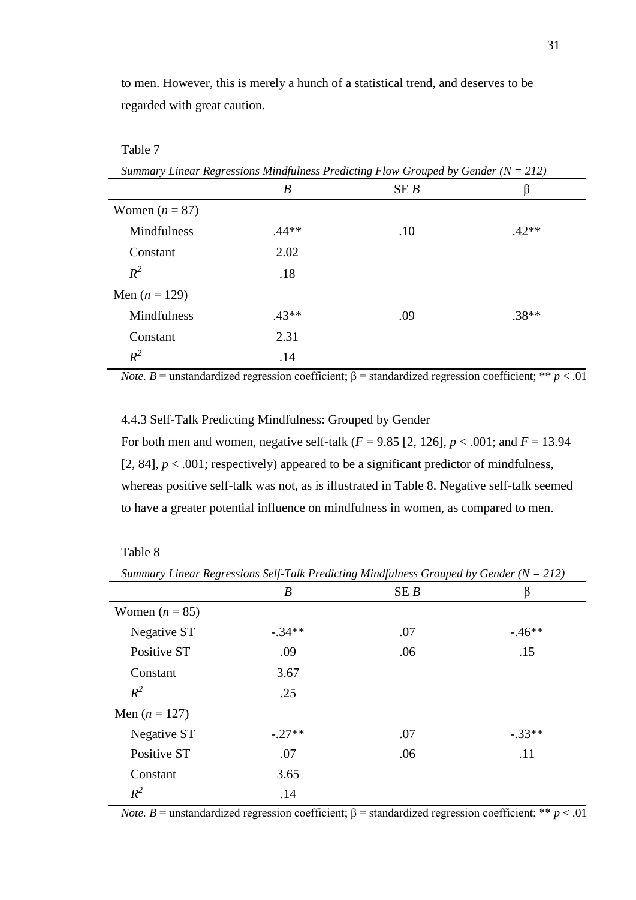to men. However, this is merely a hunch of a statistical trend, and deserves to be regarded with great caution.

Table 7

*Summary Linear Regressions Mindfulness Predicting Flow Grouped by Gender (N = 212)*

| | *B* | SE *B* | β |
|---|---|---|---|
| Women ($n$ = 87) | | | |
| Mindfulness | .44** | .10 | .42** |
| Constant | 2.02 | | |
| $R^2$ | .18 | | |
| Men ($n$ = 129) | | | |
| Mindfulness | .43** | .09 | .38** |
| Constant | 2.31 | | |
| $R^2$ | .14 | | |

*Note.* *B* = unstandardized regression coefficient; β = standardized regression coefficient; ** $p < .01$

4.4.3 Self-Talk Predicting Mindfulness: Grouped by Gender

For both men and women, negative self-talk ($F$ = 9.85 [2, 126], $p < .001$; and $F$ = 13.94 [2, 84], $p < .001$; respectively) appeared to be a significant predictor of mindfulness, whereas positive self-talk was not, as is illustrated in Table 8. Negative self-talk seemed to have a greater potential influence on mindfulness in women, as compared to men.

Table 8

*Summary Linear Regressions Self-Talk Predicting Mindfulness Grouped by Gender (N = 212)*

| | *B* | SE *B* | β |
|---|---|---|---|
| Women ($n$ = 85) | | | |
| Negative ST | -.34** | .07 | -.46** |
| Positive ST | .09 | .06 | .15 |
| Constant | 3.67 | | |
| $R^2$ | .25 | | |
| Men ($n$ = 127) | | | |
| Negative ST | -.27** | .07 | -.33** |
| Positive ST | .07 | .06 | .11 |
| Constant | 3.65 | | |
| $R^2$ | .14 | | |

*Note.* *B* = unstandardized regression coefficient; β = standardized regression coefficient; ** $p < .01$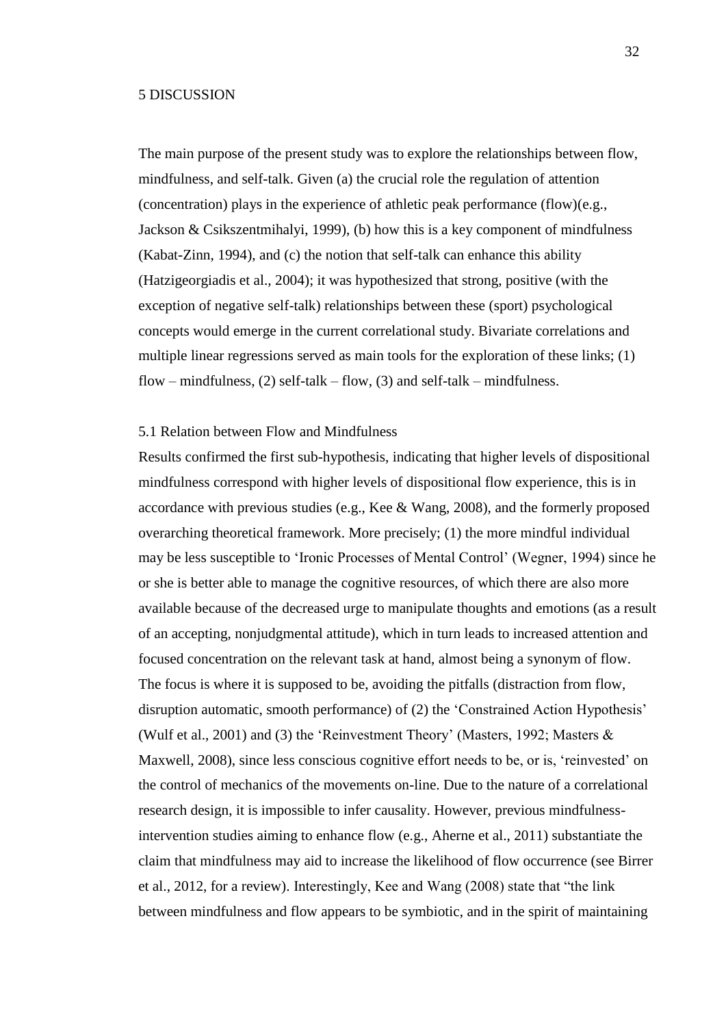# 5 DISCUSSION

The main purpose of the present study was to explore the relationships between flow, mindfulness, and self-talk. Given (a) the crucial role the regulation of attention (concentration) plays in the experience of athletic peak performance (flow)(e.g., Jackson & Csikszentmihalyi, 1999), (b) how this is a key component of mindfulness (Kabat-Zinn, 1994), and (c) the notion that self-talk can enhance this ability (Hatzigeorgiadis et al., 2004); it was hypothesized that strong, positive (with the exception of negative self-talk) relationships between these (sport) psychological concepts would emerge in the current correlational study. Bivariate correlations and multiple linear regressions served as main tools for the exploration of these links; (1) flow – mindfulness, (2) self-talk – flow, (3) and self-talk – mindfulness.

## 5.1 Relation between Flow and Mindfulness

Results confirmed the first sub-hypothesis, indicating that higher levels of dispositional mindfulness correspond with higher levels of dispositional flow experience, this is in accordance with previous studies (e.g., Kee & Wang, 2008), and the formerly proposed overarching theoretical framework. More precisely; (1) the more mindful individual may be less susceptible to 'Ironic Processes of Mental Control' (Wegner, 1994) since he or she is better able to manage the cognitive resources, of which there are also more available because of the decreased urge to manipulate thoughts and emotions (as a result of an accepting, nonjudgmental attitude), which in turn leads to increased attention and focused concentration on the relevant task at hand, almost being a synonym of flow. The focus is where it is supposed to be, avoiding the pitfalls (distraction from flow, disruption automatic, smooth performance) of (2) the 'Constrained Action Hypothesis' (Wulf et al., 2001) and (3) the 'Reinvestment Theory' (Masters, 1992; Masters & Maxwell, 2008), since less conscious cognitive effort needs to be, or is, 'reinvested' on the control of mechanics of the movements on-line. Due to the nature of a correlational research design, it is impossible to infer causality. However, previous mindfulness-intervention studies aiming to enhance flow (e.g., Aherne et al., 2011) substantiate the claim that mindfulness may aid to increase the likelihood of flow occurrence (see Birrer et al., 2012, for a review). Interestingly, Kee and Wang (2008) state that "the link between mindfulness and flow appears to be symbiotic, and in the spirit of maintaining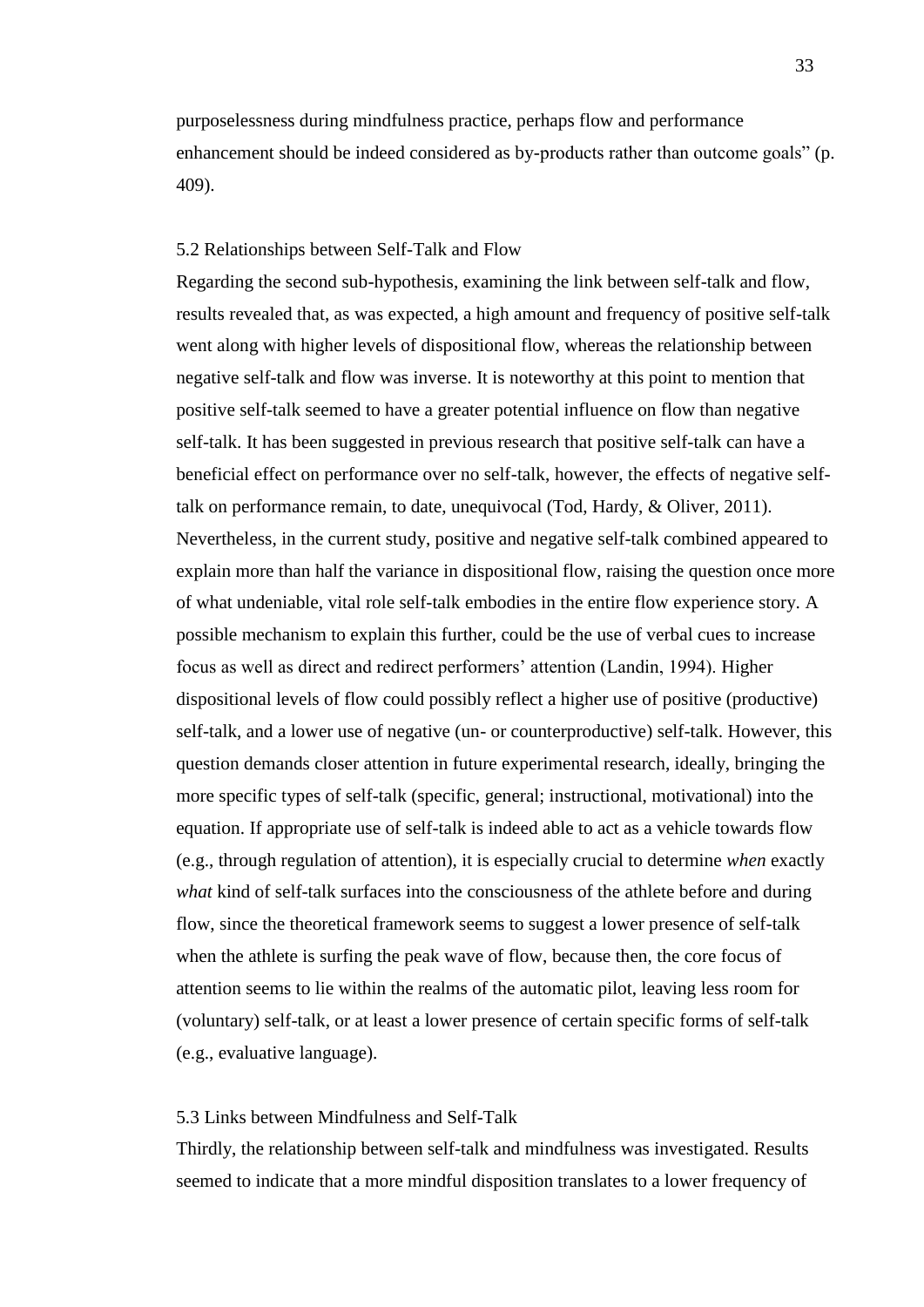purposelessness during mindfulness practice, perhaps flow and performance enhancement should be indeed considered as by-products rather than outcome goals" (p. 409).

### 5.2 Relationships between Self-Talk and Flow

Regarding the second sub-hypothesis, examining the link between self-talk and flow, results revealed that, as was expected, a high amount and frequency of positive self-talk went along with higher levels of dispositional flow, whereas the relationship between negative self-talk and flow was inverse. It is noteworthy at this point to mention that positive self-talk seemed to have a greater potential influence on flow than negative self-talk. It has been suggested in previous research that positive self-talk can have a beneficial effect on performance over no self-talk, however, the effects of negative self-talk on performance remain, to date, unequivocal (Tod, Hardy, & Oliver, 2011). Nevertheless, in the current study, positive and negative self-talk combined appeared to explain more than half the variance in dispositional flow, raising the question once more of what undeniable, vital role self-talk embodies in the entire flow experience story. A possible mechanism to explain this further, could be the use of verbal cues to increase focus as well as direct and redirect performers' attention (Landin, 1994). Higher dispositional levels of flow could possibly reflect a higher use of positive (productive) self-talk, and a lower use of negative (un- or counterproductive) self-talk. However, this question demands closer attention in future experimental research, ideally, bringing the more specific types of self-talk (specific, general; instructional, motivational) into the equation. If appropriate use of self-talk is indeed able to act as a vehicle towards flow (e.g., through regulation of attention), it is especially crucial to determine *when* exactly *what* kind of self-talk surfaces into the consciousness of the athlete before and during flow, since the theoretical framework seems to suggest a lower presence of self-talk when the athlete is surfing the peak wave of flow, because then, the core focus of attention seems to lie within the realms of the automatic pilot, leaving less room for (voluntary) self-talk, or at least a lower presence of certain specific forms of self-talk (e.g., evaluative language).

### 5.3 Links between Mindfulness and Self-Talk

Thirdly, the relationship between self-talk and mindfulness was investigated. Results seemed to indicate that a more mindful disposition translates to a lower frequency of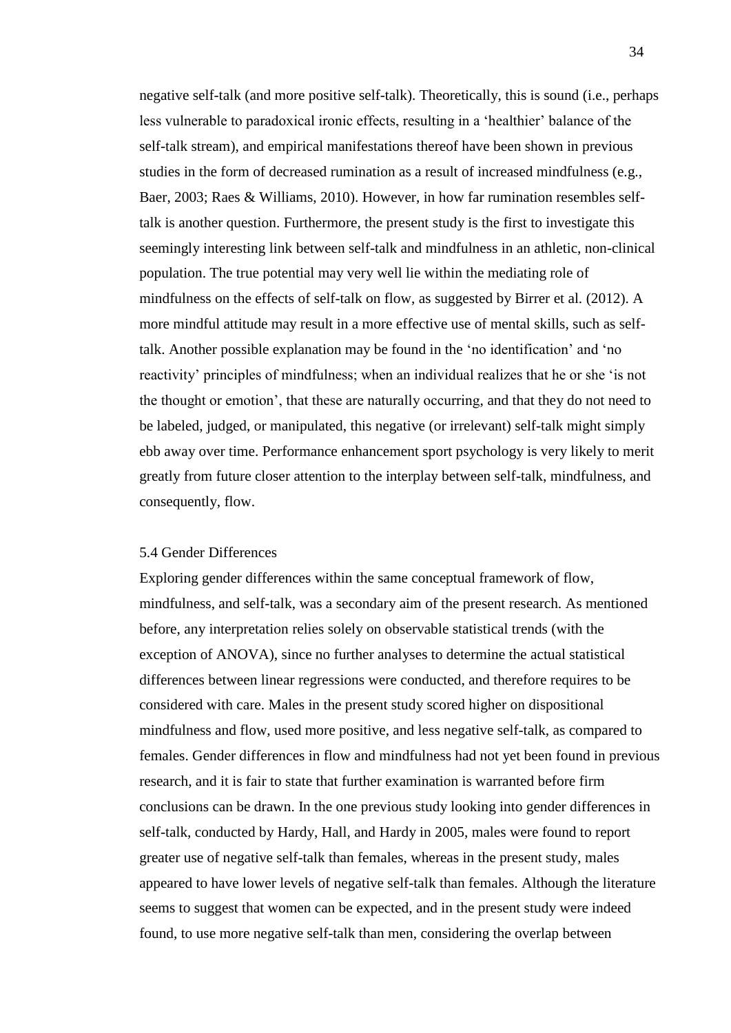negative self-talk (and more positive self-talk). Theoretically, this is sound (i.e., perhaps less vulnerable to paradoxical ironic effects, resulting in a 'healthier' balance of the self-talk stream), and empirical manifestations thereof have been shown in previous studies in the form of decreased rumination as a result of increased mindfulness (e.g., Baer, 2003; Raes & Williams, 2010). However, in how far rumination resembles self-talk is another question. Furthermore, the present study is the first to investigate this seemingly interesting link between self-talk and mindfulness in an athletic, non-clinical population. The true potential may very well lie within the mediating role of mindfulness on the effects of self-talk on flow, as suggested by Birrer et al. (2012). A more mindful attitude may result in a more effective use of mental skills, such as self-talk. Another possible explanation may be found in the 'no identification' and 'no reactivity' principles of mindfulness; when an individual realizes that he or she 'is not the thought or emotion', that these are naturally occurring, and that they do not need to be labeled, judged, or manipulated, this negative (or irrelevant) self-talk might simply ebb away over time. Performance enhancement sport psychology is very likely to merit greatly from future closer attention to the interplay between self-talk, mindfulness, and consequently, flow.

### 5.4 Gender Differences

Exploring gender differences within the same conceptual framework of flow, mindfulness, and self-talk, was a secondary aim of the present research. As mentioned before, any interpretation relies solely on observable statistical trends (with the exception of ANOVA), since no further analyses to determine the actual statistical differences between linear regressions were conducted, and therefore requires to be considered with care. Males in the present study scored higher on dispositional mindfulness and flow, used more positive, and less negative self-talk, as compared to females. Gender differences in flow and mindfulness had not yet been found in previous research, and it is fair to state that further examination is warranted before firm conclusions can be drawn. In the one previous study looking into gender differences in self-talk, conducted by Hardy, Hall, and Hardy in 2005, males were found to report greater use of negative self-talk than females, whereas in the present study, males appeared to have lower levels of negative self-talk than females. Although the literature seems to suggest that women can be expected, and in the present study were indeed found, to use more negative self-talk than men, considering the overlap between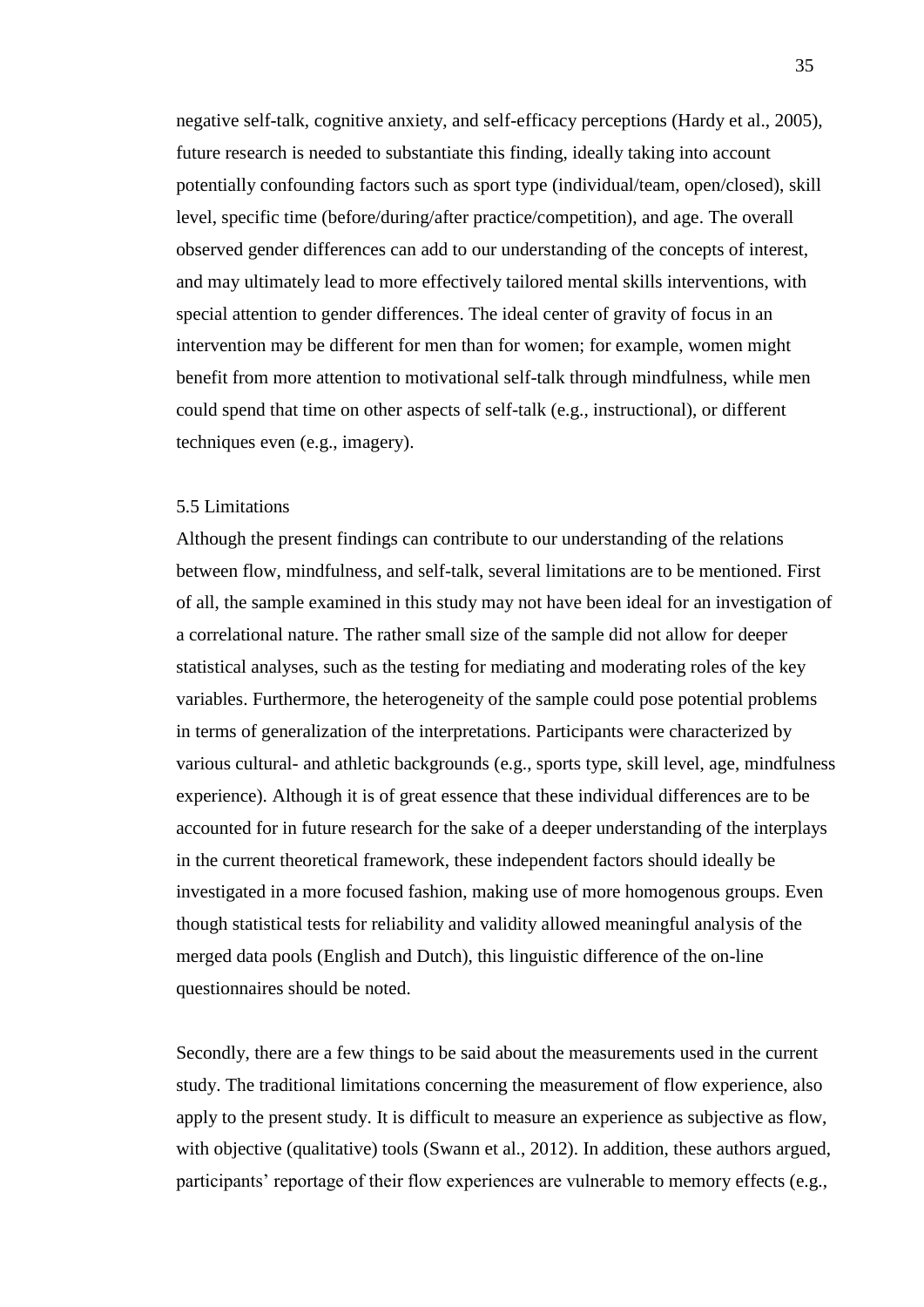negative self-talk, cognitive anxiety, and self-efficacy perceptions (Hardy et al., 2005), future research is needed to substantiate this finding, ideally taking into account potentially confounding factors such as sport type (individual/team, open/closed), skill level, specific time (before/during/after practice/competition), and age. The overall observed gender differences can add to our understanding of the concepts of interest, and may ultimately lead to more effectively tailored mental skills interventions, with special attention to gender differences. The ideal center of gravity of focus in an intervention may be different for men than for women; for example, women might benefit from more attention to motivational self-talk through mindfulness, while men could spend that time on other aspects of self-talk (e.g., instructional), or different techniques even (e.g., imagery).

### 5.5 Limitations

Although the present findings can contribute to our understanding of the relations between flow, mindfulness, and self-talk, several limitations are to be mentioned. First of all, the sample examined in this study may not have been ideal for an investigation of a correlational nature. The rather small size of the sample did not allow for deeper statistical analyses, such as the testing for mediating and moderating roles of the key variables. Furthermore, the heterogeneity of the sample could pose potential problems in terms of generalization of the interpretations. Participants were characterized by various cultural- and athletic backgrounds (e.g., sports type, skill level, age, mindfulness experience). Although it is of great essence that these individual differences are to be accounted for in future research for the sake of a deeper understanding of the interplays in the current theoretical framework, these independent factors should ideally be investigated in a more focused fashion, making use of more homogenous groups. Even though statistical tests for reliability and validity allowed meaningful analysis of the merged data pools (English and Dutch), this linguistic difference of the on-line questionnaires should be noted.

Secondly, there are a few things to be said about the measurements used in the current study. The traditional limitations concerning the measurement of flow experience, also apply to the present study. It is difficult to measure an experience as subjective as flow, with objective (qualitative) tools (Swann et al., 2012). In addition, these authors argued, participants' reportage of their flow experiences are vulnerable to memory effects (e.g.,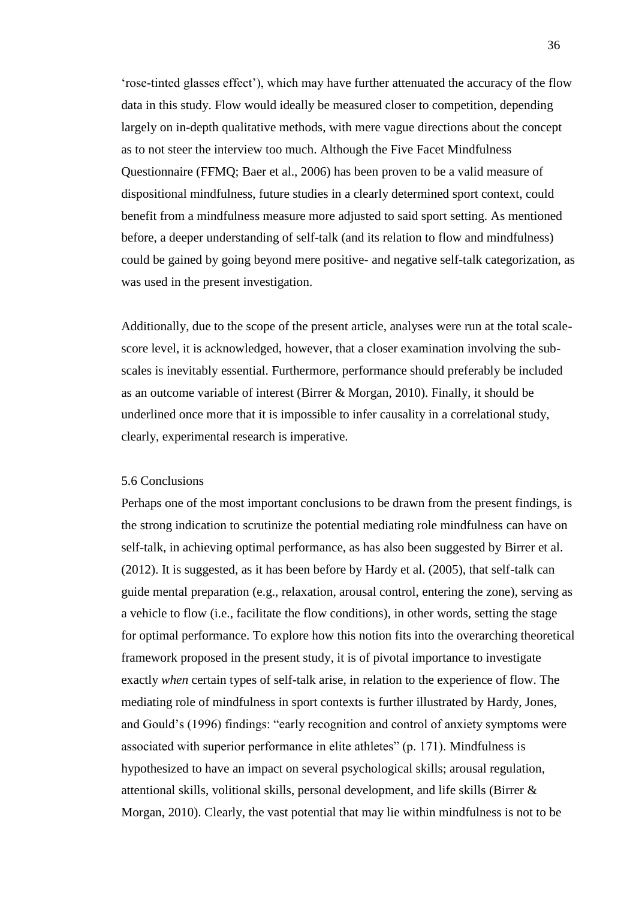'rose-tinted glasses effect'), which may have further attenuated the accuracy of the flow data in this study. Flow would ideally be measured closer to competition, depending largely on in-depth qualitative methods, with mere vague directions about the concept as to not steer the interview too much. Although the Five Facet Mindfulness Questionnaire (FFMQ; Baer et al., 2006) has been proven to be a valid measure of dispositional mindfulness, future studies in a clearly determined sport context, could benefit from a mindfulness measure more adjusted to said sport setting. As mentioned before, a deeper understanding of self-talk (and its relation to flow and mindfulness) could be gained by going beyond mere positive- and negative self-talk categorization, as was used in the present investigation.

Additionally, due to the scope of the present article, analyses were run at the total scale-score level, it is acknowledged, however, that a closer examination involving the sub-scales is inevitably essential. Furthermore, performance should preferably be included as an outcome variable of interest (Birrer & Morgan, 2010). Finally, it should be underlined once more that it is impossible to infer causality in a correlational study, clearly, experimental research is imperative.

## 5.6 Conclusions

Perhaps one of the most important conclusions to be drawn from the present findings, is the strong indication to scrutinize the potential mediating role mindfulness can have on self-talk, in achieving optimal performance, as has also been suggested by Birrer et al. (2012). It is suggested, as it has been before by Hardy et al. (2005), that self-talk can guide mental preparation (e.g., relaxation, arousal control, entering the zone), serving as a vehicle to flow (i.e., facilitate the flow conditions), in other words, setting the stage for optimal performance. To explore how this notion fits into the overarching theoretical framework proposed in the present study, it is of pivotal importance to investigate exactly *when* certain types of self-talk arise, in relation to the experience of flow. The mediating role of mindfulness in sport contexts is further illustrated by Hardy, Jones, and Gould's (1996) findings: "early recognition and control of anxiety symptoms were associated with superior performance in elite athletes" (p. 171). Mindfulness is hypothesized to have an impact on several psychological skills; arousal regulation, attentional skills, volitional skills, personal development, and life skills (Birrer & Morgan, 2010). Clearly, the vast potential that may lie within mindfulness is not to be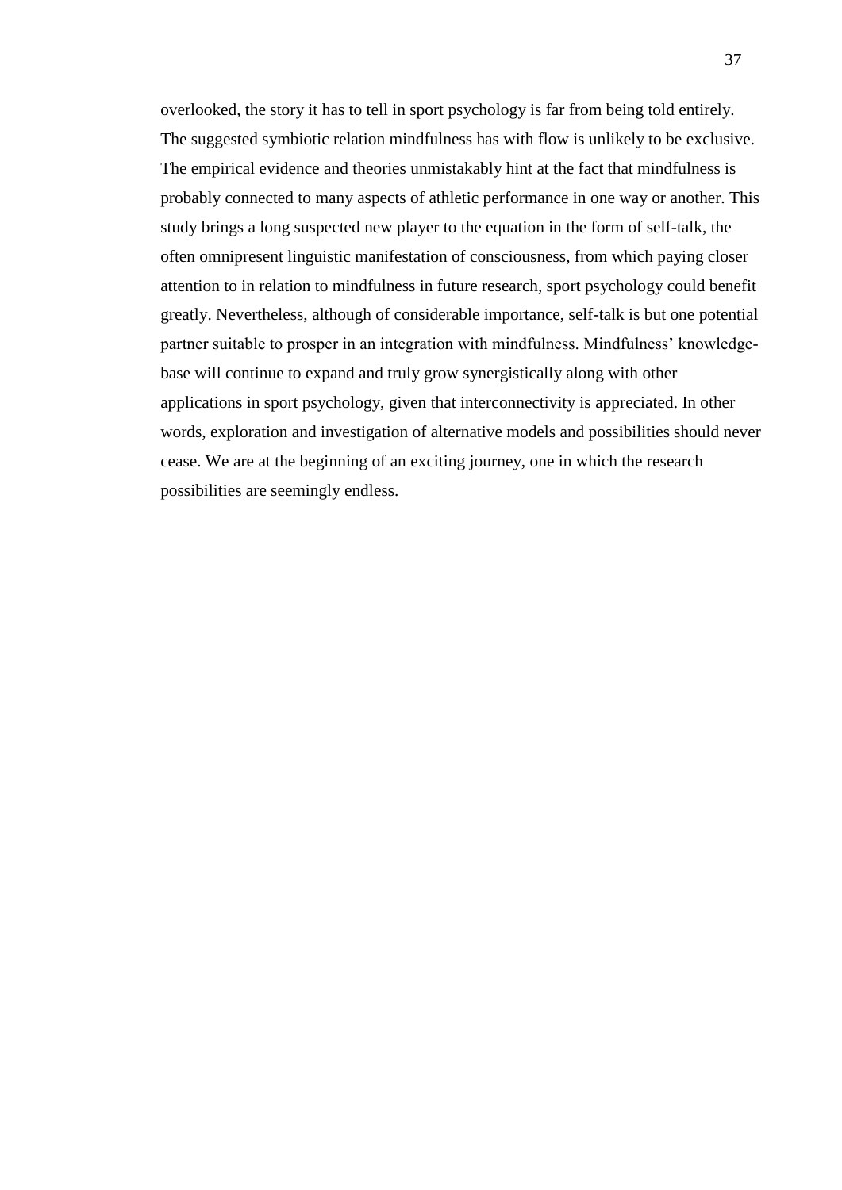overlooked, the story it has to tell in sport psychology is far from being told entirely. The suggested symbiotic relation mindfulness has with flow is unlikely to be exclusive. The empirical evidence and theories unmistakably hint at the fact that mindfulness is probably connected to many aspects of athletic performance in one way or another. This study brings a long suspected new player to the equation in the form of self-talk, the often omnipresent linguistic manifestation of consciousness, from which paying closer attention to in relation to mindfulness in future research, sport psychology could benefit greatly. Nevertheless, although of considerable importance, self-talk is but one potential partner suitable to prosper in an integration with mindfulness. Mindfulness' knowledge-base will continue to expand and truly grow synergistically along with other applications in sport psychology, given that interconnectivity is appreciated. In other words, exploration and investigation of alternative models and possibilities should never cease. We are at the beginning of an exciting journey, one in which the research possibilities are seemingly endless.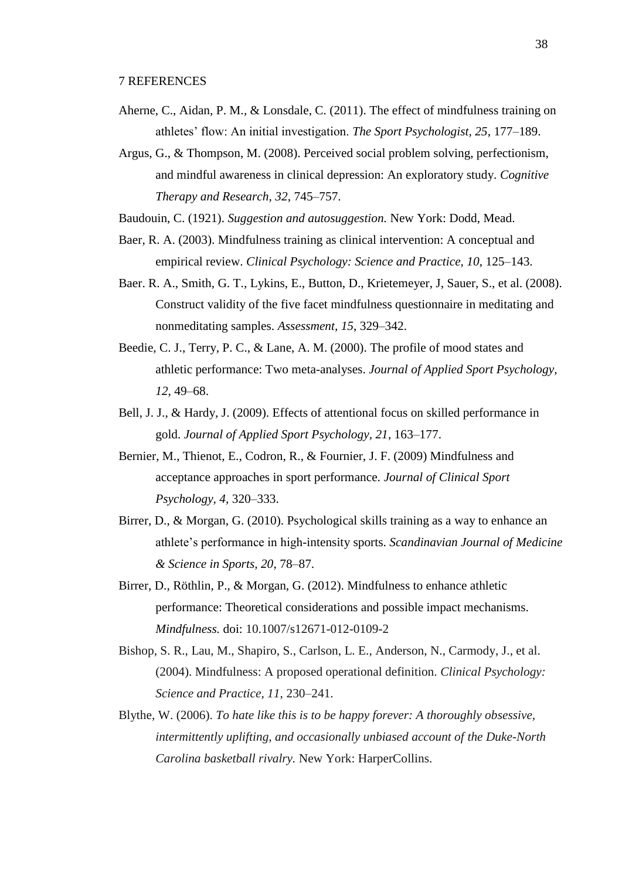## 7 REFERENCES

Aherne, C., Aidan, P. M., & Lonsdale, C. (2011). The effect of mindfulness training on athletes' flow: An initial investigation. *The Sport Psychologist, 25*, 177–189.

Argus, G., & Thompson, M. (2008). Perceived social problem solving, perfectionism, and mindful awareness in clinical depression: An exploratory study. *Cognitive Therapy and Research, 32*, 745–757.

Baudouin, C. (1921). *Suggestion and autosuggestion.* New York: Dodd, Mead.

Baer, R. A. (2003). Mindfulness training as clinical intervention: A conceptual and empirical review. *Clinical Psychology: Science and Practice, 10*, 125–143.

Baer. R. A., Smith, G. T., Lykins, E., Button, D., Krietemeyer, J, Sauer, S., et al. (2008). Construct validity of the five facet mindfulness questionnaire in meditating and nonmeditating samples. *Assessment, 15*, 329–342.

Beedie, C. J., Terry, P. C., & Lane, A. M. (2000). The profile of mood states and athletic performance: Two meta-analyses. *Journal of Applied Sport Psychology, 12*, 49–68.

Bell, J. J., & Hardy, J. (2009). Effects of attentional focus on skilled performance in gold. *Journal of Applied Sport Psychology, 21*, 163–177.

Bernier, M., Thienot, E., Codron, R., & Fournier, J. F. (2009) Mindfulness and acceptance approaches in sport performance. *Journal of Clinical Sport Psychology, 4*, 320–333.

Birrer, D., & Morgan, G. (2010). Psychological skills training as a way to enhance an athlete's performance in high-intensity sports. *Scandinavian Journal of Medicine & Science in Sports, 20*, 78–87.

Birrer, D., Röthlin, P., & Morgan, G. (2012). Mindfulness to enhance athletic performance: Theoretical considerations and possible impact mechanisms. *Mindfulness.* doi: 10.1007/s12671-012-0109-2

Bishop, S. R., Lau, M., Shapiro, S., Carlson, L. E., Anderson, N., Carmody, J., et al. (2004). Mindfulness: A proposed operational definition. *Clinical Psychology: Science and Practice, 11*, 230–241.

Blythe, W. (2006). *To hate like this is to be happy forever: A thoroughly obsessive, intermittently uplifting, and occasionally unbiased account of the Duke-North Carolina basketball rivalry.* New York: HarperCollins.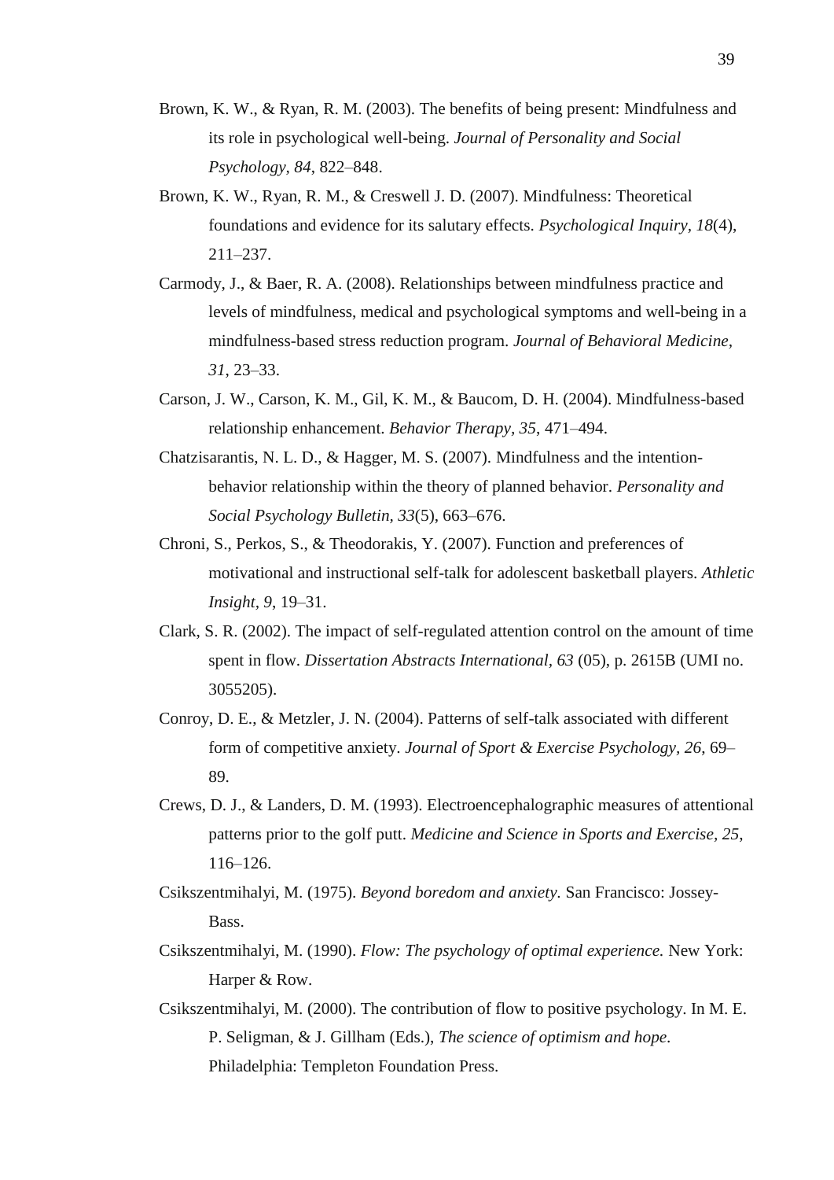Brown, K. W., & Ryan, R. M. (2003). The benefits of being present: Mindfulness and its role in psychological well-being. *Journal of Personality and Social Psychology, 84*, 822–848.

Brown, K. W., Ryan, R. M., & Creswell J. D. (2007). Mindfulness: Theoretical foundations and evidence for its salutary effects. *Psychological Inquiry, 18*(4), 211–237.

Carmody, J., & Baer, R. A. (2008). Relationships between mindfulness practice and levels of mindfulness, medical and psychological symptoms and well-being in a mindfulness-based stress reduction program. *Journal of Behavioral Medicine, 31*, 23–33.

Carson, J. W., Carson, K. M., Gil, K. M., & Baucom, D. H. (2004). Mindfulness-based relationship enhancement. *Behavior Therapy, 35*, 471–494.

Chatzisarantis, N. L. D., & Hagger, M. S. (2007). Mindfulness and the intention-behavior relationship within the theory of planned behavior. *Personality and Social Psychology Bulletin, 33*(5), 663–676.

Chroni, S., Perkos, S., & Theodorakis, Y. (2007). Function and preferences of motivational and instructional self-talk for adolescent basketball players. *Athletic Insight, 9*, 19–31.

Clark, S. R. (2002). The impact of self-regulated attention control on the amount of time spent in flow. *Dissertation Abstracts International, 63* (05), p. 2615B (UMI no. 3055205).

Conroy, D. E., & Metzler, J. N. (2004). Patterns of self-talk associated with different form of competitive anxiety. *Journal of Sport & Exercise Psychology, 26*, 69–89.

Crews, D. J., & Landers, D. M. (1993). Electroencephalographic measures of attentional patterns prior to the golf putt. *Medicine and Science in Sports and Exercise, 25*, 116–126.

Csikszentmihalyi, M. (1975). *Beyond boredom and anxiety.* San Francisco: Jossey-Bass.

Csikszentmihalyi, M. (1990). *Flow: The psychology of optimal experience.* New York: Harper & Row.

Csikszentmihalyi, M. (2000). The contribution of flow to positive psychology. In M. E. P. Seligman, & J. Gillham (Eds.), *The science of optimism and hope.* Philadelphia: Templeton Foundation Press.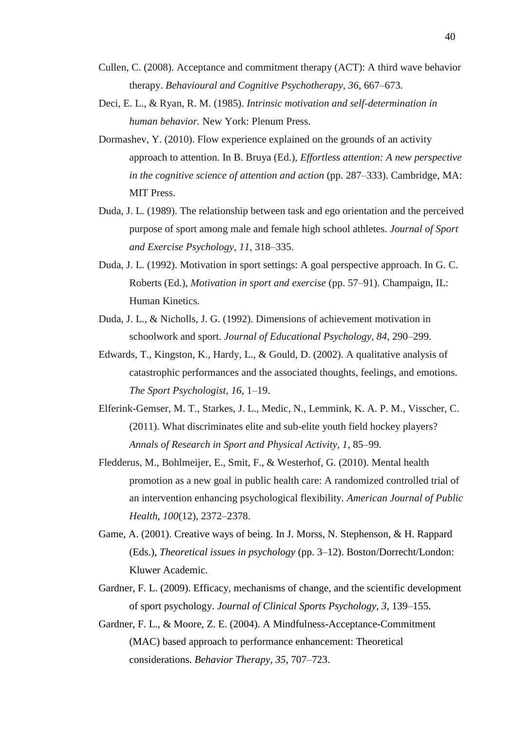Cullen, C. (2008). Acceptance and commitment therapy (ACT): A third wave behavior therapy. *Behavioural and Cognitive Psychotherapy, 36*, 667–673.

Deci, E. L., & Ryan, R. M. (1985). *Intrinsic motivation and self-determination in human behavior.* New York: Plenum Press.

Dormashev, Y. (2010). Flow experience explained on the grounds of an activity approach to attention. In B. Bruya (Ed.), *Effortless attention: A new perspective in the cognitive science of attention and action* (pp. 287–333). Cambridge, MA: MIT Press.

Duda, J. L. (1989). The relationship between task and ego orientation and the perceived purpose of sport among male and female high school athletes. *Journal of Sport and Exercise Psychology, 11*, 318–335.

Duda, J. L. (1992). Motivation in sport settings: A goal perspective approach. In G. C. Roberts (Ed.), *Motivation in sport and exercise* (pp. 57–91). Champaign, IL: Human Kinetics.

Duda, J. L., & Nicholls, J. G. (1992). Dimensions of achievement motivation in schoolwork and sport. *Journal of Educational Psychology, 84*, 290–299.

Edwards, T., Kingston, K., Hardy, L., & Gould, D. (2002). A qualitative analysis of catastrophic performances and the associated thoughts, feelings, and emotions. *The Sport Psychologist, 16*, 1–19.

Elferink-Gemser, M. T., Starkes, J. L., Medic, N., Lemmink, K. A. P. M., Visscher, C. (2011). What discriminates elite and sub-elite youth field hockey players? *Annals of Research in Sport and Physical Activity, 1*, 85–99.

Fledderus, M., Bohlmeijer, E., Smit, F., & Westerhof, G. (2010). Mental health promotion as a new goal in public health care: A randomized controlled trial of an intervention enhancing psychological flexibility. *American Journal of Public Health, 100*(12), 2372–2378.

Game, A. (2001). Creative ways of being. In J. Morss, N. Stephenson, & H. Rappard (Eds.), *Theoretical issues in psychology* (pp. 3–12). Boston/Dorrecht/London: Kluwer Academic.

Gardner, F. L. (2009). Efficacy, mechanisms of change, and the scientific development of sport psychology. *Journal of Clinical Sports Psychology, 3*, 139–155.

Gardner, F. L., & Moore, Z. E. (2004). A Mindfulness-Acceptance-Commitment (MAC) based approach to performance enhancement: Theoretical considerations. *Behavior Therapy, 35*, 707–723.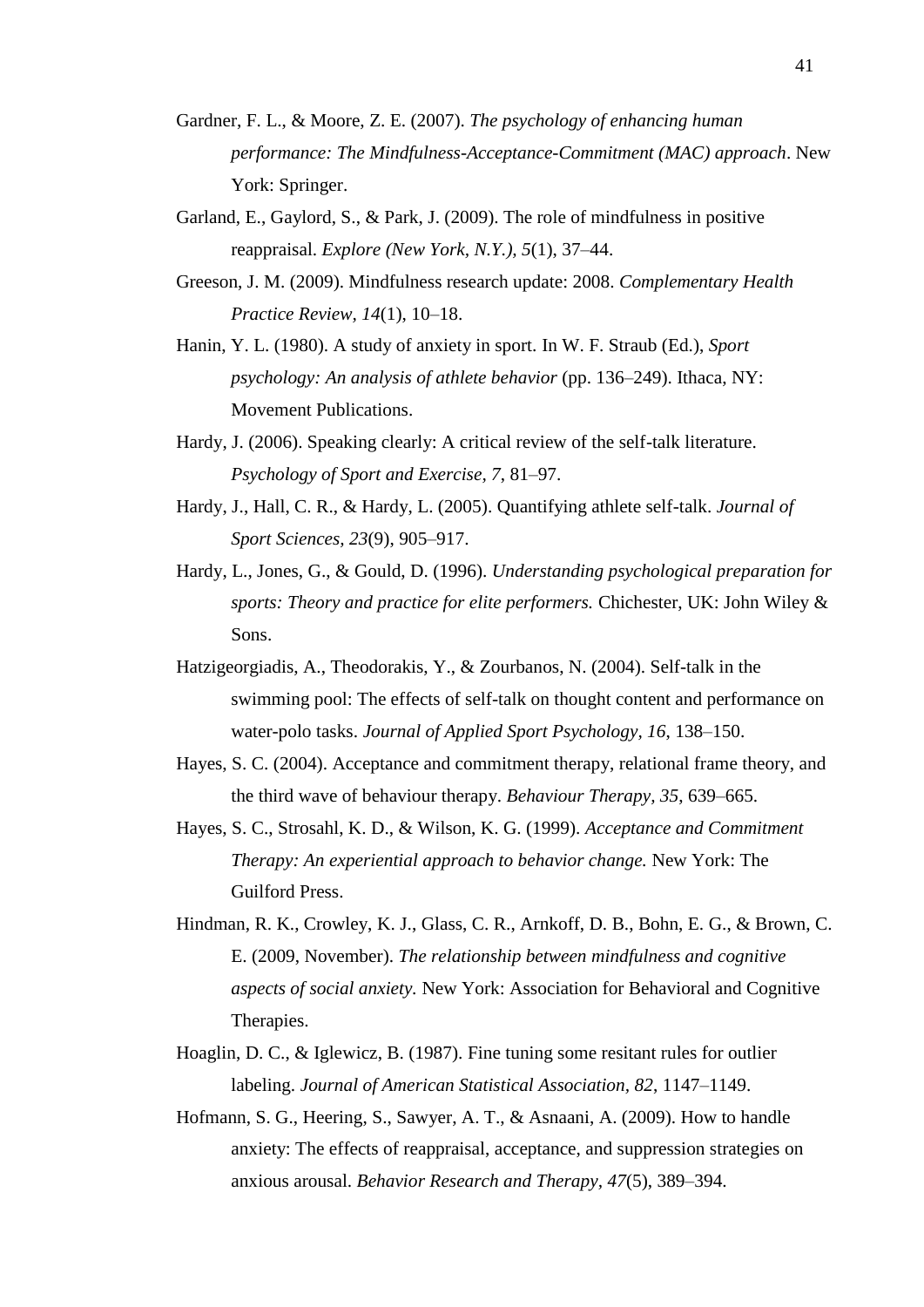Gardner, F. L., & Moore, Z. E. (2007). *The psychology of enhancing human performance: The Mindfulness-Acceptance-Commitment (MAC) approach*. New York: Springer.

Garland, E., Gaylord, S., & Park, J. (2009). The role of mindfulness in positive reappraisal. *Explore (New York, N.Y.)*, *5*(1), 37–44.

Greeson, J. M. (2009). Mindfulness research update: 2008. *Complementary Health Practice Review*, *14*(1), 10–18.

Hanin, Y. L. (1980). A study of anxiety in sport. In W. F. Straub (Ed.), *Sport psychology: An analysis of athlete behavior* (pp. 136–249). Ithaca, NY: Movement Publications.

Hardy, J. (2006). Speaking clearly: A critical review of the self-talk literature. *Psychology of Sport and Exercise, 7*, 81–97.

Hardy, J., Hall, C. R., & Hardy, L. (2005). Quantifying athlete self-talk. *Journal of Sport Sciences, 23*(9), 905–917.

Hardy, L., Jones, G., & Gould, D. (1996). *Understanding psychological preparation for sports: Theory and practice for elite performers.* Chichester, UK: John Wiley & Sons.

Hatzigeorgiadis, A., Theodorakis, Y., & Zourbanos, N. (2004). Self-talk in the swimming pool: The effects of self-talk on thought content and performance on water-polo tasks. *Journal of Applied Sport Psychology, 16*, 138–150.

Hayes, S. C. (2004). Acceptance and commitment therapy, relational frame theory, and the third wave of behaviour therapy. *Behaviour Therapy, 35*, 639–665.

Hayes, S. C., Strosahl, K. D., & Wilson, K. G. (1999). *Acceptance and Commitment Therapy: An experiential approach to behavior change.* New York: The Guilford Press.

Hindman, R. K., Crowley, K. J., Glass, C. R., Arnkoff, D. B., Bohn, E. G., & Brown, C. E. (2009, November). *The relationship between mindfulness and cognitive aspects of social anxiety.* New York: Association for Behavioral and Cognitive Therapies.

Hoaglin, D. C., & Iglewicz, B. (1987). Fine tuning some resitant rules for outlier labeling. *Journal of American Statistical Association, 82*, 1147–1149.

Hofmann, S. G., Heering, S., Sawyer, A. T., & Asnaani, A. (2009). How to handle anxiety: The effects of reappraisal, acceptance, and suppression strategies on anxious arousal. *Behavior Research and Therapy*, *47*(5), 389–394.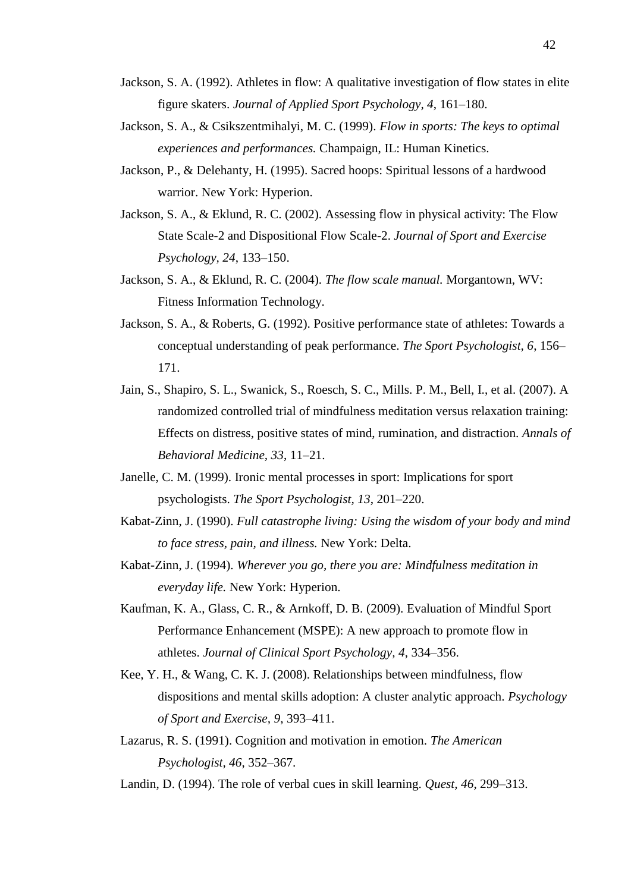Jackson, S. A. (1992). Athletes in flow: A qualitative investigation of flow states in elite figure skaters. *Journal of Applied Sport Psychology, 4*, 161–180.

Jackson, S. A., & Csikszentmihalyi, M. C. (1999). *Flow in sports: The keys to optimal experiences and performances.* Champaign, IL: Human Kinetics.

Jackson, P., & Delehanty, H. (1995). Sacred hoops: Spiritual lessons of a hardwood warrior. New York: Hyperion.

Jackson, S. A., & Eklund, R. C. (2002). Assessing flow in physical activity: The Flow State Scale-2 and Dispositional Flow Scale-2. *Journal of Sport and Exercise Psychology, 24*, 133–150.

Jackson, S. A., & Eklund, R. C. (2004). *The flow scale manual.* Morgantown, WV: Fitness Information Technology.

Jackson, S. A., & Roberts, G. (1992). Positive performance state of athletes: Towards a conceptual understanding of peak performance. *The Sport Psychologist, 6*, 156–171.

Jain, S., Shapiro, S. L., Swanick, S., Roesch, S. C., Mills. P. M., Bell, I., et al. (2007). A randomized controlled trial of mindfulness meditation versus relaxation training: Effects on distress, positive states of mind, rumination, and distraction. *Annals of Behavioral Medicine, 33*, 11–21.

Janelle, C. M. (1999). Ironic mental processes in sport: Implications for sport psychologists. *The Sport Psychologist, 13*, 201–220.

Kabat-Zinn, J. (1990). *Full catastrophe living: Using the wisdom of your body and mind to face stress, pain, and illness.* New York: Delta.

Kabat-Zinn, J. (1994). *Wherever you go, there you are: Mindfulness meditation in everyday life.* New York: Hyperion.

Kaufman, K. A., Glass, C. R., & Arnkoff, D. B. (2009). Evaluation of Mindful Sport Performance Enhancement (MSPE): A new approach to promote flow in athletes. *Journal of Clinical Sport Psychology, 4*, 334–356.

Kee, Y. H., & Wang, C. K. J. (2008). Relationships between mindfulness, flow dispositions and mental skills adoption: A cluster analytic approach. *Psychology of Sport and Exercise*, *9*, 393–411.

Lazarus, R. S. (1991). Cognition and motivation in emotion. *The American Psychologist, 46*, 352–367.

Landin, D. (1994). The role of verbal cues in skill learning. *Quest, 46*, 299–313.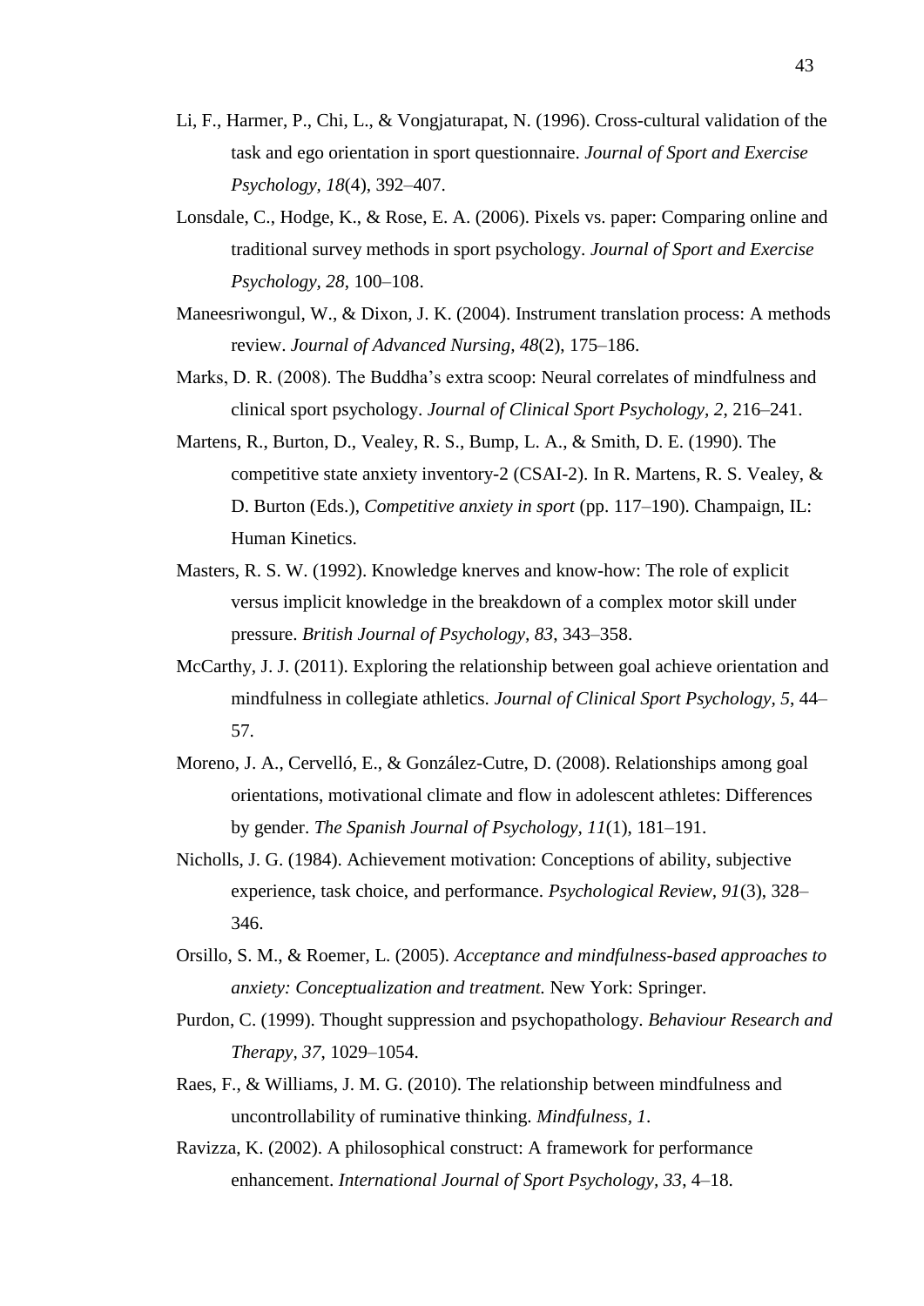Li, F., Harmer, P., Chi, L., & Vongjaturapat, N. (1996). Cross-cultural validation of the task and ego orientation in sport questionnaire. *Journal of Sport and Exercise Psychology, 18*(4), 392–407.

Lonsdale, C., Hodge, K., & Rose, E. A. (2006). Pixels vs. paper: Comparing online and traditional survey methods in sport psychology. *Journal of Sport and Exercise Psychology, 28*, 100–108.

Maneesriwongul, W., & Dixon, J. K. (2004). Instrument translation process: A methods review. *Journal of Advanced Nursing, 48*(2), 175–186.

Marks, D. R. (2008). The Buddha's extra scoop: Neural correlates of mindfulness and clinical sport psychology. *Journal of Clinical Sport Psychology, 2*, 216–241.

Martens, R., Burton, D., Vealey, R. S., Bump, L. A., & Smith, D. E. (1990). The competitive state anxiety inventory-2 (CSAI-2). In R. Martens, R. S. Vealey, & D. Burton (Eds.), *Competitive anxiety in sport* (pp. 117–190). Champaign, IL: Human Kinetics.

Masters, R. S. W. (1992). Knowledge knerves and know-how: The role of explicit versus implicit knowledge in the breakdown of a complex motor skill under pressure. *British Journal of Psychology, 83*, 343–358.

McCarthy, J. J. (2011). Exploring the relationship between goal achieve orientation and mindfulness in collegiate athletics. *Journal of Clinical Sport Psychology, 5*, 44–57.

Moreno, J. A., Cervelló, E., & González-Cutre, D. (2008). Relationships among goal orientations, motivational climate and flow in adolescent athletes: Differences by gender. *The Spanish Journal of Psychology, 11*(1), 181–191.

Nicholls, J. G. (1984). Achievement motivation: Conceptions of ability, subjective experience, task choice, and performance. *Psychological Review, 91*(3), 328–346.

Orsillo, S. M., & Roemer, L. (2005). *Acceptance and mindfulness-based approaches to anxiety: Conceptualization and treatment.* New York: Springer.

Purdon, C. (1999). Thought suppression and psychopathology. *Behaviour Research and Therapy, 37*, 1029–1054.

Raes, F., & Williams, J. M. G. (2010). The relationship between mindfulness and uncontrollability of ruminative thinking. *Mindfulness, 1*.

Ravizza, K. (2002). A philosophical construct: A framework for performance enhancement. *International Journal of Sport Psychology, 33*, 4–18.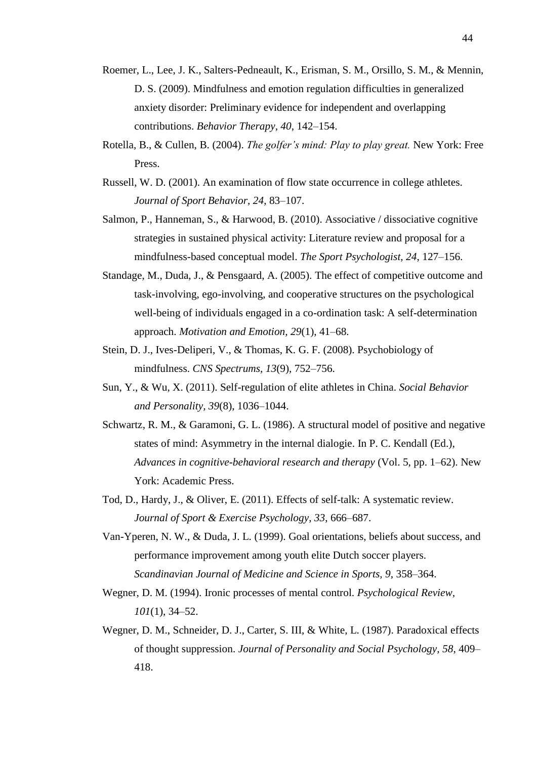Roemer, L., Lee, J. K., Salters-Pedneault, K., Erisman, S. M., Orsillo, S. M., & Mennin, D. S. (2009). Mindfulness and emotion regulation difficulties in generalized anxiety disorder: Preliminary evidence for independent and overlapping contributions. *Behavior Therapy*, *40*, 142–154.

Rotella, B., & Cullen, B. (2004). *The golfer's mind: Play to play great.* New York: Free Press.

Russell, W. D. (2001). An examination of flow state occurrence in college athletes. *Journal of Sport Behavior*, *24*, 83–107.

Salmon, P., Hanneman, S., & Harwood, B. (2010). Associative / dissociative cognitive strategies in sustained physical activity: Literature review and proposal for a mindfulness-based conceptual model. *The Sport Psychologist*, *24*, 127–156.

Standage, M., Duda, J., & Pensgaard, A. (2005). The effect of competitive outcome and task-involving, ego-involving, and cooperative structures on the psychological well-being of individuals engaged in a co-ordination task: A self-determination approach. *Motivation and Emotion, 29*(1), 41–68.

Stein, D. J., Ives-Deliperi, V., & Thomas, K. G. F. (2008). Psychobiology of mindfulness. *CNS Spectrums*, *13*(9), 752–756.

Sun, Y., & Wu, X. (2011). Self-regulation of elite athletes in China. *Social Behavior and Personality*, *39*(8), 1036–1044.

Schwartz, R. M., & Garamoni, G. L. (1986). A structural model of positive and negative states of mind: Asymmetry in the internal dialogie. In P. C. Kendall (Ed.), *Advances in cognitive-behavioral research and therapy* (Vol. 5, pp. 1–62). New York: Academic Press.

Tod, D., Hardy, J., & Oliver, E. (2011). Effects of self-talk: A systematic review. *Journal of Sport & Exercise Psychology, 33*, 666–687.

Van-Yperen, N. W., & Duda, J. L. (1999). Goal orientations, beliefs about success, and performance improvement among youth elite Dutch soccer players. *Scandinavian Journal of Medicine and Science in Sports*, *9*, 358–364.

Wegner, D. M. (1994). Ironic processes of mental control. *Psychological Review*, *101*(1), 34–52.

Wegner, D. M., Schneider, D. J., Carter, S. III, & White, L. (1987). Paradoxical effects of thought suppression. *Journal of Personality and Social Psychology*, *58*, 409–418.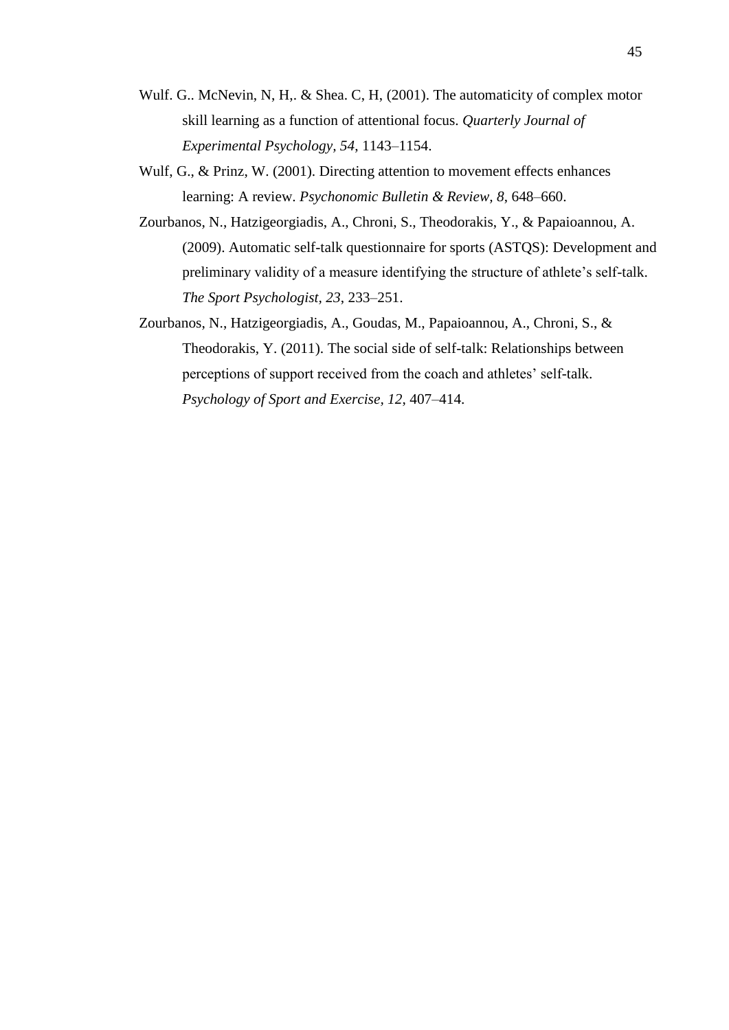Wulf. G.. McNevin, N, H,. & Shea. C, H, (2001). The automaticity of complex motor skill learning as a function of attentional focus. *Quarterly Journal of Experimental Psychology, 54*, 1143–1154.

Wulf, G., & Prinz, W. (2001). Directing attention to movement effects enhances learning: A review. *Psychonomic Bulletin & Review, 8*, 648–660.

Zourbanos, N., Hatzigeorgiadis, A., Chroni, S., Theodorakis, Y., & Papaioannou, A. (2009). Automatic self-talk questionnaire for sports (ASTQS): Development and preliminary validity of a measure identifying the structure of athlete's self-talk. *The Sport Psychologist, 23*, 233–251.

Zourbanos, N., Hatzigeorgiadis, A., Goudas, M., Papaioannou, A., Chroni, S., & Theodorakis, Y. (2011). The social side of self-talk: Relationships between perceptions of support received from the coach and athletes' self-talk. *Psychology of Sport and Exercise, 12*, 407–414.